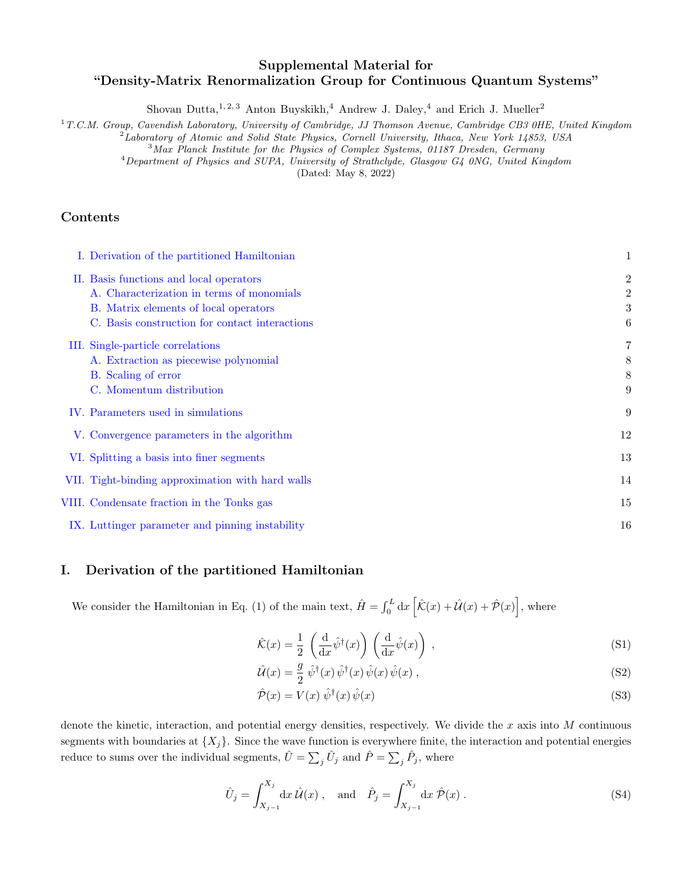# Supplemental Material for "Density-Matrix Renormalization Group for Continuous Quantum Systems"

Shovan Dutta,[1,2,3] Anton Buyskikh,[4] Andrew J. Daley,[4] and Erich J. Mueller[2]

[1] *T.C.M. Group, Cavendish Laboratory, University of Cambridge, JJ Thomson Avenue, Cambridge CB3 0HE, United Kingdom*
[2] *Laboratory of Atomic and Solid State Physics, Cornell University, Ithaca, New York 14853, USA*
[3] *Max Planck Institute for the Physics of Complex Systems, 01187 Dresden, Germany*
[4] *Department of Physics and SUPA, University of Strathclyde, Glasgow G4 0NG, United Kingdom*

(Dated: May 8, 2022)

## Contents

- I. Derivation of the partitioned Hamiltonian — 1
- II. Basis functions and local operators — 2
  - A. Characterization in terms of monomials — 2
  - B. Matrix elements of local operators — 3
  - C. Basis construction for contact interactions — 6
- III. Single-particle correlations — 7
  - A. Extraction as piecewise polynomial — 8
  - B. Scaling of error — 8
  - C. Momentum distribution — 9
- IV. Parameters used in simulations — 9
- V. Convergence parameters in the algorithm — 12
- VI. Splitting a basis into finer segments — 13
- VII. Tight-binding approximation with hard walls — 14
- VIII. Condensate fraction in the Tonks gas — 15
- IX. Luttinger parameter and pinning instability — 16

## I. Derivation of the partitioned Hamiltonian

We consider the Hamiltonian in Eq. (1) of the main text, $\hat{H} = \int_0^L \mathrm{d}x \left[\hat{\mathcal{K}}(x) + \hat{\mathcal{U}}(x) + \hat{\mathcal{P}}(x)\right]$, where

$$\hat{\mathcal{K}}(x) = \frac{1}{2}\left(\frac{\mathrm{d}}{\mathrm{d}x}\hat{\psi}^{\dagger}(x)\right)\left(\frac{\mathrm{d}}{\mathrm{d}x}\hat{\psi}(x)\right), \tag{S1}$$

$$\hat{\mathcal{U}}(x) = \frac{g}{2}\,\hat{\psi}^{\dagger}(x)\,\hat{\psi}^{\dagger}(x)\,\hat{\psi}(x)\,\hat{\psi}(x), \tag{S2}$$

$$\hat{\mathcal{P}}(x) = V(x)\,\hat{\psi}^{\dagger}(x)\,\hat{\psi}(x) \tag{S3}$$

denote the kinetic, interaction, and potential energy densities, respectively. We divide the $x$ axis into $M$ continuous segments with boundaries at $\{X_j\}$. Since the wave function is everywhere finite, the interaction and potential energies reduce to sums over the individual segments, $\hat{U} = \sum_j \hat{U}_j$ and $\hat{P} = \sum_j \hat{P}_j$, where

$$\hat{U}_j = \int_{X_{j-1}}^{X_j} \mathrm{d}x\,\hat{\mathcal{U}}(x), \quad \text{and} \quad \hat{P}_j = \int_{X_{j-1}}^{X_j} \mathrm{d}x\,\hat{\mathcal{P}}(x). \tag{S4}$$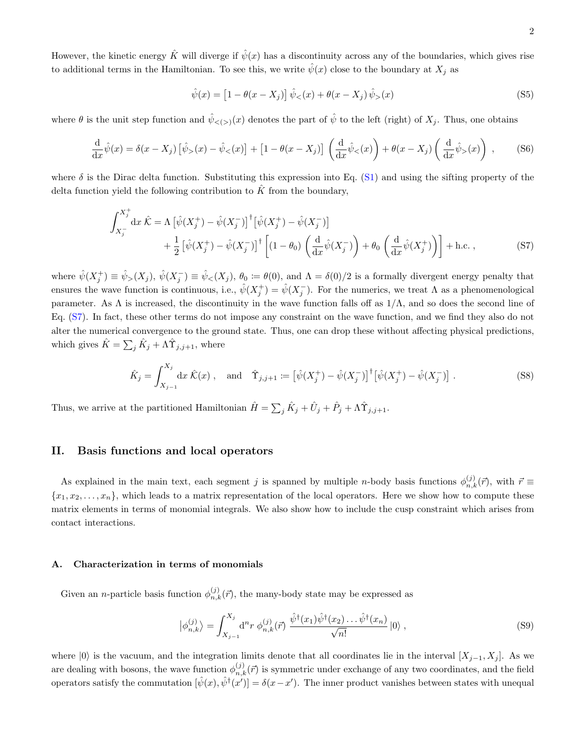However, the kinetic energy $\hat{K}$ will diverge if $\hat{\psi}(x)$ has a discontinuity across any of the boundaries, which gives rise to additional terms in the Hamiltonian. To see this, we write $\hat{\psi}(x)$ close to the boundary at $X_j$ as

$$\hat{\psi}(x) = \left[1 - \theta(x - X_j)\right] \hat{\psi}_<(x) + \theta(x - X_j)\, \hat{\psi}_>(x) \tag{S5}$$

where $\theta$ is the unit step function and $\hat{\psi}_{<(>)}(x)$ denotes the part of $\hat{\psi}$ to the left (right) of $X_j$. Thus, one obtains

$$\frac{\mathrm{d}}{\mathrm{d}x}\hat{\psi}(x) = \delta(x - X_j)\left[\hat{\psi}_>(x) - \hat{\psi}_<(x)\right] + \left[1 - \theta(x - X_j)\right]\left(\frac{\mathrm{d}}{\mathrm{d}x}\hat{\psi}_<(x)\right) + \theta(x - X_j)\left(\frac{\mathrm{d}}{\mathrm{d}x}\hat{\psi}_>(x)\right)\ , \tag{S6}$$

where $\delta$ is the Dirac delta function. Substituting this expression into Eq. (S1) and using the sifting property of the delta function yield the following contribution to $\hat{K}$ from the boundary,

$$\begin{aligned}\int_{X_j^-}^{X_j^+} \mathrm{d}x\ \hat{\mathcal{K}} = {} & \Lambda \left[\hat{\psi}(X_j^+) - \hat{\psi}(X_j^-)\right]^\dagger \left[\hat{\psi}(X_j^+) - \hat{\psi}(X_j^-)\right] \\ & + \frac{1}{2}\left[\hat{\psi}(X_j^+) - \hat{\psi}(X_j^-)\right]^\dagger \left[(1-\theta_0)\left(\frac{\mathrm{d}}{\mathrm{d}x}\hat{\psi}(X_j^-)\right) + \theta_0\left(\frac{\mathrm{d}}{\mathrm{d}x}\hat{\psi}(X_j^+)\right)\right] + \text{h.c.}\ ,\end{aligned} \tag{S7}$$

where $\hat{\psi}(X_j^+) \equiv \hat{\psi}_>(X_j)$, $\hat{\psi}(X_j^-) \equiv \hat{\psi}_<(X_j)$, $\theta_0 := \theta(0)$, and $\Lambda = \delta(0)/2$ is a formally divergent energy penalty that ensures the wave function is continuous, i.e., $\hat{\psi}(X_j^+) = \hat{\psi}(X_j^-)$. For the numerics, we treat $\Lambda$ as a phenomenological parameter. As $\Lambda$ is increased, the discontinuity in the wave function falls off as $1/\Lambda$, and so does the second line of Eq. (S7). In fact, these other terms do not impose any constraint on the wave function, and we find they also do not alter the numerical convergence to the ground state. Thus, one can drop these without affecting physical predictions, which gives $\hat{K} = \sum_j \hat{K}_j + \Lambda \hat{\Upsilon}_{j,j+1}$, where

$$\hat{K}_j = \int_{X_{j-1}}^{X_j} \mathrm{d}x\ \hat{\mathcal{K}}(x)\ , \quad \text{and} \quad \hat{\Upsilon}_{j,j+1} := \left[\hat{\psi}(X_j^+) - \hat{\psi}(X_j^-)\right]^\dagger \left[\hat{\psi}(X_j^+) - \hat{\psi}(X_j^-)\right]\ . \tag{S8}$$

Thus, we arrive at the partitioned Hamiltonian $\hat{H} = \sum_j \hat{K}_j + \hat{U}_j + \hat{P}_j + \Lambda \hat{\Upsilon}_{j,j+1}$.

## II. Basis functions and local operators

As explained in the main text, each segment $j$ is spanned by multiple $n$-body basis functions $\phi_{n,k}^{(j)}(\vec{r})$, with $\vec{r} \equiv \{x_1, x_2, \ldots, x_n\}$, which leads to a matrix representation of the local operators. Here we show how to compute these matrix elements in terms of monomial integrals. We also show how to include the cusp constraint which arises from contact interactions.

### A. Characterization in terms of monomials

Given an $n$-particle basis function $\phi_{n,k}^{(j)}(\vec{r})$, the many-body state may be expressed as

$$\left|\phi_{n,k}^{(j)}\right\rangle = \int_{X_{j-1}}^{X_j} \mathrm{d}^n r\ \phi_{n,k}^{(j)}(\vec{r})\ \frac{\hat{\psi}^\dagger(x_1)\hat{\psi}^\dagger(x_2)\ldots\hat{\psi}^\dagger(x_n)}{\sqrt{n!}}\left|0\right\rangle\ , \tag{S9}$$

where $|0\rangle$ is the vacuum, and the integration limits denote that all coordinates lie in the interval $[X_{j-1}, X_j]$. As we are dealing with bosons, the wave function $\phi_{n,k}^{(j)}(\vec{r})$ is symmetric under exchange of any two coordinates, and the field operators satisfy the commutation $[\hat{\psi}(x), \hat{\psi}^\dagger(x')] = \delta(x - x')$. The inner product vanishes between states with unequal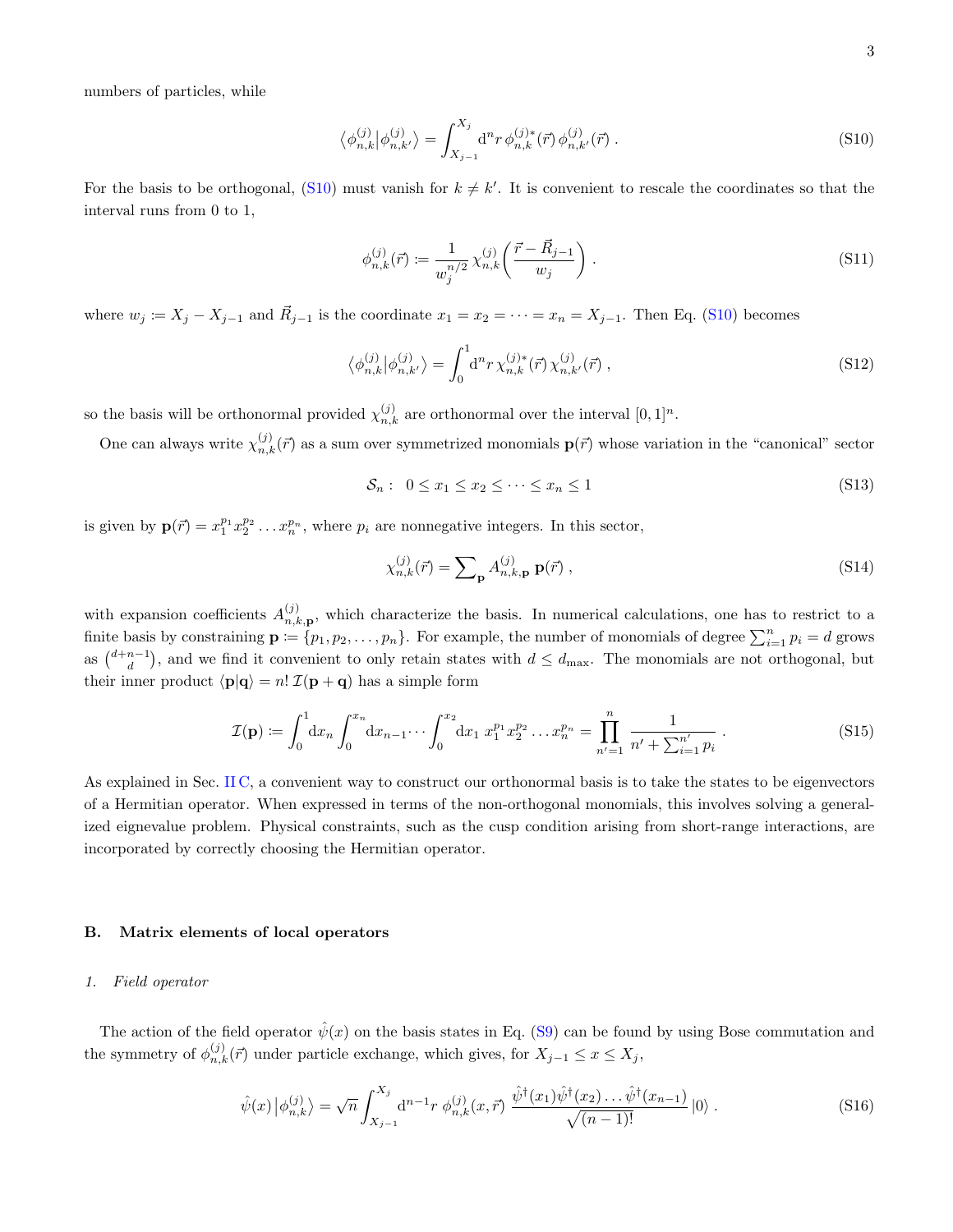numbers of particles, while

$$\langle \phi^{(j)}_{n,k} | \phi^{(j)}_{n,k'} \rangle = \int_{X_{j-1}}^{X_j} \mathrm{d}^n r \, \phi^{(j)*}_{n,k}(\vec{r}) \, \phi^{(j)}_{n,k'}(\vec{r}) \, . \tag{S10}$$

For the basis to be orthogonal, (S10) must vanish for $k \neq k'$. It is convenient to rescale the coordinates so that the interval runs from 0 to 1,

$$\phi^{(j)}_{n,k}(\vec{r}) \coloneqq \frac{1}{w_j^{n/2}} \, \chi^{(j)}_{n,k}\!\left( \frac{\vec{r} - \vec{R}_{j-1}}{w_j} \right) . \tag{S11}$$

where $w_j \coloneqq X_j - X_{j-1}$ and $\vec{R}_{j-1}$ is the coordinate $x_1 = x_2 = \cdots = x_n = X_{j-1}$. Then Eq. (S10) becomes

$$\langle \phi^{(j)}_{n,k} | \phi^{(j)}_{n,k'} \rangle = \int_0^1 \mathrm{d}^n r \, \chi^{(j)*}_{n,k}(\vec{r}) \, \chi^{(j)}_{n,k'}(\vec{r}) \, , \tag{S12}$$

so the basis will be orthonormal provided $\chi^{(j)}_{n,k}$ are orthonormal over the interval $[0,1]^n$.

One can always write $\chi^{(j)}_{n,k}(\vec{r})$ as a sum over symmetrized monomials $\mathbf{p}(\vec{r})$ whose variation in the "canonical" sector

$$\mathcal{S}_n : \;\; 0 \leq x_1 \leq x_2 \leq \cdots \leq x_n \leq 1 \tag{S13}$$

is given by $\mathbf{p}(\vec{r}) = x_1^{p_1} x_2^{p_2} \dots x_n^{p_n}$, where $p_i$ are nonnegative integers. In this sector,

$$\chi^{(j)}_{n,k}(\vec{r}) = \sum\nolimits_{\mathbf{p}} A^{(j)}_{n,k,\mathbf{p}} \, \mathbf{p}(\vec{r}) \, , \tag{S14}$$

with expansion coefficients $A^{(j)}_{n,k,\mathbf{p}}$, which characterize the basis. In numerical calculations, one has to restrict to a finite basis by constraining $\mathbf{p} \coloneqq \{p_1, p_2, \dots, p_n\}$. For example, the number of monomials of degree $\sum_{i=1}^n p_i = d$ grows as $\binom{d+n-1}{d}$, and we find it convenient to only retain states with $d \leq d_{\max}$. The monomials are not orthogonal, but their inner product $\langle \mathbf{p} | \mathbf{q} \rangle = n! \, \mathcal{I}(\mathbf{p} + \mathbf{q})$ has a simple form

$$\mathcal{I}(\mathbf{p}) \coloneqq \int_0^1 \mathrm{d}x_n \int_0^{x_n} \mathrm{d}x_{n-1} \cdots \int_0^{x_2} \mathrm{d}x_1 \; x_1^{p_1} x_2^{p_2} \dots x_n^{p_n} = \prod_{n'=1}^{n} \frac{1}{n' + \sum_{i=1}^{n'} p_i} \, . \tag{S15}$$

As explained in Sec. II C, a convenient way to construct our orthonormal basis is to take the states to be eigenvectors of a Hermitian operator. When expressed in terms of the non-orthogonal monomials, this involves solving a generalized eignevalue problem. Physical constraints, such as the cusp condition arising from short-range interactions, are incorporated by correctly choosing the Hermitian operator.

## B. Matrix elements of local operators

### *1. Field operator*

The action of the field operator $\hat{\psi}(x)$ on the basis states in Eq. (S9) can be found by using Bose commutation and the symmetry of $\phi^{(j)}_{n,k}(\vec{r})$ under particle exchange, which gives, for $X_{j-1} \leq x \leq X_j$,

$$\hat{\psi}(x) \, |\phi^{(j)}_{n,k}\rangle = \sqrt{n} \int_{X_{j-1}}^{X_j} \mathrm{d}^{n-1} r \; \phi^{(j)}_{n,k}(x, \vec{r}) \; \frac{\hat{\psi}^\dagger(x_1) \hat{\psi}^\dagger(x_2) \dots \hat{\psi}^\dagger(x_{n-1})}{\sqrt{(n-1)!}} \, |0\rangle \, . \tag{S16}$$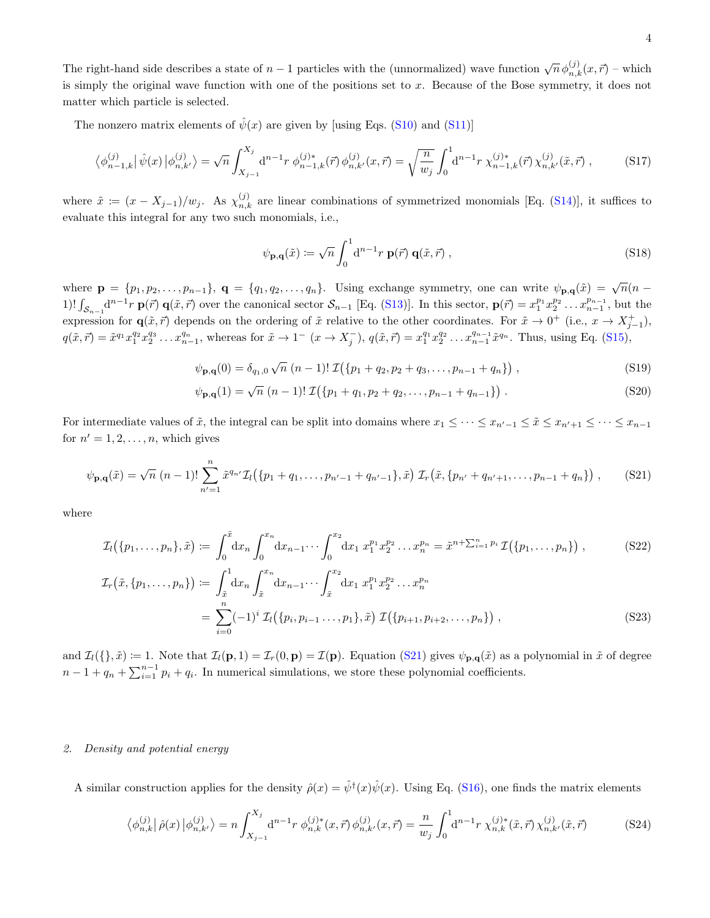The right-hand side describes a state of $n-1$ particles with the (unnormalized) wave function $\sqrt{n}\,\phi^{(j)}_{n,k}(x,\vec{r})$ – which is simply the original wave function with one of the positions set to $x$. Because of the Bose symmetry, it does not matter which particle is selected.

The nonzero matrix elements of $\hat{\psi}(x)$ are given by [using Eqs. (S10) and (S11)]

$$\big\langle \phi^{(j)}_{n-1,k}\big|\,\hat{\psi}(x)\,\big|\phi^{(j)}_{n,k'}\big\rangle = \sqrt{n}\int_{X_{j-1}}^{X_j} \mathrm{d}^{n-1}r\;\phi^{(j)*}_{n-1,k}(\vec{r})\,\phi^{(j)}_{n,k'}(x,\vec{r}) = \sqrt{\frac{n}{w_j}}\int_0^1 \mathrm{d}^{n-1}r\;\chi^{(j)*}_{n-1,k}(\vec{r})\,\chi^{(j)}_{n,k'}(\tilde{x},\vec{r})\;, \tag{S17}$$

where $\tilde{x} \coloneqq (x-X_{j-1})/w_j$. As $\chi^{(j)}_{n,k}$ are linear combinations of symmetrized monomials [Eq. (S14)], it suffices to evaluate this integral for any two such monomials, i.e.,

$$\psi_{\mathbf{p},\mathbf{q}}(\tilde{x}) \coloneqq \sqrt{n}\int_0^1 \mathrm{d}^{n-1}r\;\mathbf{p}(\vec{r})\;\mathbf{q}(\tilde{x},\vec{r})\;, \tag{S18}$$

where $\mathbf{p}=\{p_1,p_2,\ldots,p_{n-1}\}$, $\mathbf{q}=\{q_1,q_2,\ldots,q_n\}$. Using exchange symmetry, one can write $\psi_{\mathbf{p},\mathbf{q}}(\tilde{x}) = \sqrt{n}(n-1)!\int_{\mathcal{S}_{n-1}}\mathrm{d}^{n-1}r\;\mathbf{p}(\vec{r})\;\mathbf{q}(\tilde{x},\vec{r})$ over the canonical sector $\mathcal{S}_{n-1}$ [Eq. (S13)]. In this sector, $\mathbf{p}(\vec{r}) = x_1^{p_1}x_2^{p_2}\ldots x_{n-1}^{p_{n-1}}$, but the expression for $\mathbf{q}(\tilde{x},\vec{r})$ depends on the ordering of $\tilde{x}$ relative to the other coordinates. For $\tilde{x}\to 0^+$ (i.e., $x\to X_{j-1}^+$), $q(\tilde{x},\vec{r}) = \tilde{x}^{q_1}x_1^{q_2}x_2^{q_3}\ldots x_{n-1}^{q_n}$, whereas for $\tilde{x}\to 1^-$ $(x\to X_j^-)$, $q(\tilde{x},\vec{r}) = x_1^{q_1}x_2^{q_2}\ldots x_{n-1}^{q_{n-1}}\tilde{x}^{q_n}$. Thus, using Eq. (S15),

$$\psi_{\mathbf{p},\mathbf{q}}(0) = \delta_{q_1,0}\,\sqrt{n}\;(n-1)!\;\mathcal{I}\big(\{p_1+q_2,p_2+q_3,\ldots,p_{n-1}+q_n\}\big)\;, \tag{S19}$$

$$\psi_{\mathbf{p},\mathbf{q}}(1) = \sqrt{n}\;(n-1)!\;\mathcal{I}\big(\{p_1+q_1,p_2+q_2,\ldots,p_{n-1}+q_{n-1}\}\big)\;. \tag{S20}$$

For intermediate values of $\tilde{x}$, the integral can be split into domains where $x_1\le\cdots\le x_{n'-1}\le\tilde{x}\le x_{n'+1}\le\cdots\le x_{n-1}$ for $n'=1,2,\ldots,n$, which gives

$$\psi_{\mathbf{p},\mathbf{q}}(\tilde{x}) = \sqrt{n}\;(n-1)!\sum_{n'=1}^{n}\tilde{x}^{q_{n'}}\mathcal{I}_l\big(\{p_1+q_1,\ldots,p_{n'-1}+q_{n'-1}\},\tilde{x}\big)\;\mathcal{I}_r\big(\tilde{x},\{p_{n'}+q_{n'+1},\ldots,p_{n-1}+q_n\}\big)\;, \tag{S21}$$

where

$$\mathcal{I}_l\big(\{p_1,\ldots,p_n\},\tilde{x}\big) \coloneqq \int_0^{\tilde{x}}\mathrm{d}x_n\int_0^{x_n}\mathrm{d}x_{n-1}\cdots\int_0^{x_2}\mathrm{d}x_1\;x_1^{p_1}x_2^{p_2}\ldots x_n^{p_n} = \tilde{x}^{\,n+\sum_{i=1}^n p_i}\,\mathcal{I}\big(\{p_1,\ldots,p_n\}\big)\;, \tag{S22}$$

$$\begin{aligned}\mathcal{I}_r\big(\tilde{x},\{p_1,\ldots,p_n\}\big) &\coloneqq \int_{\tilde{x}}^1\mathrm{d}x_n\int_{\tilde{x}}^{x_n}\mathrm{d}x_{n-1}\cdots\int_{\tilde{x}}^{x_2}\mathrm{d}x_1\;x_1^{p_1}x_2^{p_2}\ldots x_n^{p_n}\\ &= \sum_{i=0}^{n}(-1)^i\,\mathcal{I}_l\big(\{p_i,p_{i-1}\ldots,p_1\},\tilde{x}\big)\;\mathcal{I}\big(\{p_{i+1},p_{i+2},\ldots,p_n\}\big)\;,\end{aligned} \tag{S23}$$

and $\mathcal{I}_l(\{\},\tilde{x}) \coloneqq 1$. Note that $\mathcal{I}_l(\mathbf{p},1) = \mathcal{I}_r(0,\mathbf{p}) = \mathcal{I}(\mathbf{p})$. Equation (S21) gives $\psi_{\mathbf{p},\mathbf{q}}(\tilde{x})$ as a polynomial in $\tilde{x}$ of degree $n-1+q_n+\sum_{i=1}^{n-1}p_i+q_i$. In numerical simulations, we store these polynomial coefficients.

### *2. Density and potential energy*

A similar construction applies for the density $\hat{\rho}(x) = \hat{\psi}^\dagger(x)\hat{\psi}(x)$. Using Eq. (S16), one finds the matrix elements

$$\big\langle \phi^{(j)}_{n,k}\big|\,\hat{\rho}(x)\,\big|\phi^{(j)}_{n,k'}\big\rangle = n\int_{X_{j-1}}^{X_j}\mathrm{d}^{n-1}r\;\phi^{(j)*}_{n,k}(x,\vec{r})\,\phi^{(j)}_{n,k'}(x,\vec{r}) = \frac{n}{w_j}\int_0^1\mathrm{d}^{n-1}r\;\chi^{(j)*}_{n,k}(\tilde{x},\vec{r})\,\chi^{(j)}_{n,k'}(\tilde{x},\vec{r}) \tag{S24}$$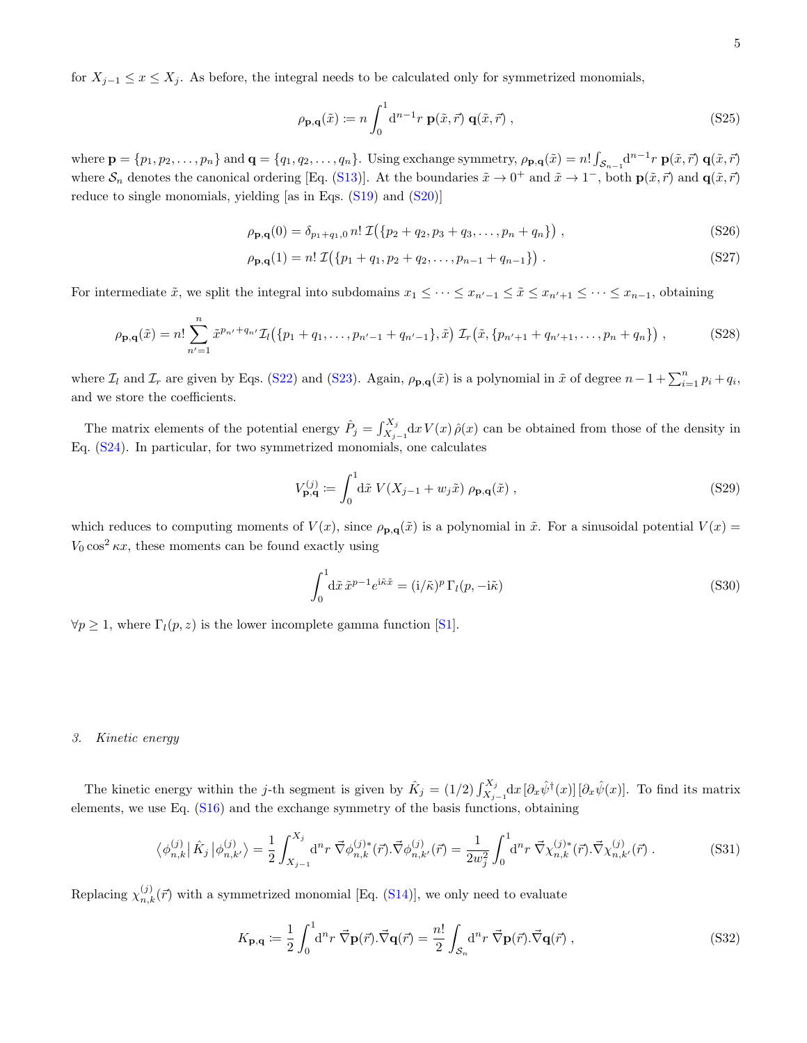for $X_{j-1} \le x \le X_j$. As before, the integral needs to be calculated only for symmetrized monomials,

$$\rho_{\mathbf{p},\mathbf{q}}(\tilde{x}) \coloneqq n \int_0^1 \mathrm{d}^{n-1}r \; \mathbf{p}(\tilde{x}, \vec{r}) \; \mathbf{q}(\tilde{x}, \vec{r}) \; , \tag{S25}$$

where $\mathbf{p} = \{p_1, p_2, \dots, p_n\}$ and $\mathbf{q} = \{q_1, q_2, \dots, q_n\}$. Using exchange symmetry, $\rho_{\mathbf{p},\mathbf{q}}(\tilde{x}) = n! \int_{\mathcal{S}_{n-1}} \mathrm{d}^{n-1}r \; \mathbf{p}(\tilde{x}, \vec{r}) \; \mathbf{q}(\tilde{x}, \vec{r})$ where $\mathcal{S}_n$ denotes the canonical ordering [Eq. (S13)]. At the boundaries $\tilde{x} \to 0^+$ and $\tilde{x} \to 1^-$, both $\mathbf{p}(\tilde{x}, \vec{r})$ and $\mathbf{q}(\tilde{x}, \vec{r})$ reduce to single monomials, yielding [as in Eqs. (S19) and (S20)]

$$\rho_{\mathbf{p},\mathbf{q}}(0) = \delta_{p_1+q_1,0} \, n! \, \mathcal{I}\big(\{p_2+q_2, p_3+q_3, \dots, p_n+q_n\}\big) \; , \tag{S26}$$

$$\rho_{\mathbf{p},\mathbf{q}}(1) = n! \, \mathcal{I}\big(\{p_1+q_1, p_2+q_2, \dots, p_{n-1}+q_{n-1}\}\big) \; . \tag{S27}$$

For intermediate $\tilde{x}$, we split the integral into subdomains $x_1 \le \dots \le x_{n'-1} \le \tilde{x} \le x_{n'+1} \le \dots \le x_{n-1}$, obtaining

$$\rho_{\mathbf{p},\mathbf{q}}(\tilde{x}) = n! \sum_{n'=1}^{n} \tilde{x}^{p_{n'}+q_{n'}} \mathcal{I}_l\big(\{p_1+q_1, \dots, p_{n'-1}+q_{n'-1}\}, \tilde{x}\big) \; \mathcal{I}_r\big(\tilde{x}, \{p_{n'+1}+q_{n'+1}, \dots, p_n+q_n\}\big) \; , \tag{S28}$$

where $\mathcal{I}_l$ and $\mathcal{I}_r$ are given by Eqs. (S22) and (S23). Again, $\rho_{\mathbf{p},\mathbf{q}}(\tilde{x})$ is a polynomial in $\tilde{x}$ of degree $n-1+\sum_{i=1}^n p_i + q_i$, and we store the coefficients.

The matrix elements of the potential energy $\hat{P}_j = \int_{X_{j-1}}^{X_j} \mathrm{d}x \, V(x) \, \hat{\rho}(x)$ can be obtained from those of the density in Eq. (S24). In particular, for two symmetrized monomials, one calculates

$$V^{(j)}_{\mathbf{p},\mathbf{q}} \coloneqq \int_0^1 \mathrm{d}\tilde{x} \; V(X_{j-1} + w_j \tilde{x}) \; \rho_{\mathbf{p},\mathbf{q}}(\tilde{x}) \; , \tag{S29}$$

which reduces to computing moments of $V(x)$, since $\rho_{\mathbf{p},\mathbf{q}}(\tilde{x})$ is a polynomial in $\tilde{x}$. For a sinusoidal potential $V(x) = V_0 \cos^2 \kappa x$, these moments can be found exactly using

$$\int_0^1 \mathrm{d}\tilde{x} \, \tilde{x}^{p-1} e^{\mathrm{i}\tilde{\kappa}\tilde{x}} = (\mathrm{i}/\tilde{\kappa})^p \, \Gamma_l(p, -\mathrm{i}\tilde{\kappa}) \tag{S30}$$

$\forall p \ge 1$, where $\Gamma_l(p, z)$ is the lower incomplete gamma function [S1].

### 3. Kinetic energy

The kinetic energy within the $j$-th segment is given by $\hat{K}_j = (1/2) \int_{X_{j-1}}^{X_j} \mathrm{d}x \, [\partial_x \hat{\psi}^\dagger(x)] \, [\partial_x \hat{\psi}(x)]$. To find its matrix elements, we use Eq. (S16) and the exchange symmetry of the basis functions, obtaining

$$\big\langle \phi^{(j)}_{n,k} \big| \, \hat{K}_j \, \big| \phi^{(j)}_{n,k'} \big\rangle = \frac{1}{2} \int_{X_{j-1}}^{X_j} \mathrm{d}^n r \; \vec{\nabla} \phi^{(j)*}_{n,k}(\vec{r}) . \vec{\nabla} \phi^{(j)}_{n,k'}(\vec{r}) = \frac{1}{2 w_j^2} \int_0^1 \mathrm{d}^n r \; \vec{\nabla} \chi^{(j)*}_{n,k}(\vec{r}) . \vec{\nabla} \chi^{(j)}_{n,k'}(\vec{r}) \; . \tag{S31}$$

Replacing $\chi^{(j)}_{n,k}(\vec{r})$ with a symmetrized monomial [Eq. (S14)], we only need to evaluate

$$K_{\mathbf{p},\mathbf{q}} \coloneqq \frac{1}{2} \int_0^1 \mathrm{d}^n r \; \vec{\nabla} \mathbf{p}(\vec{r}) . \vec{\nabla} \mathbf{q}(\vec{r}) = \frac{n!}{2} \int_{\mathcal{S}_n} \mathrm{d}^n r \; \vec{\nabla} \mathbf{p}(\vec{r}) . \vec{\nabla} \mathbf{q}(\vec{r}) \; , \tag{S32}$$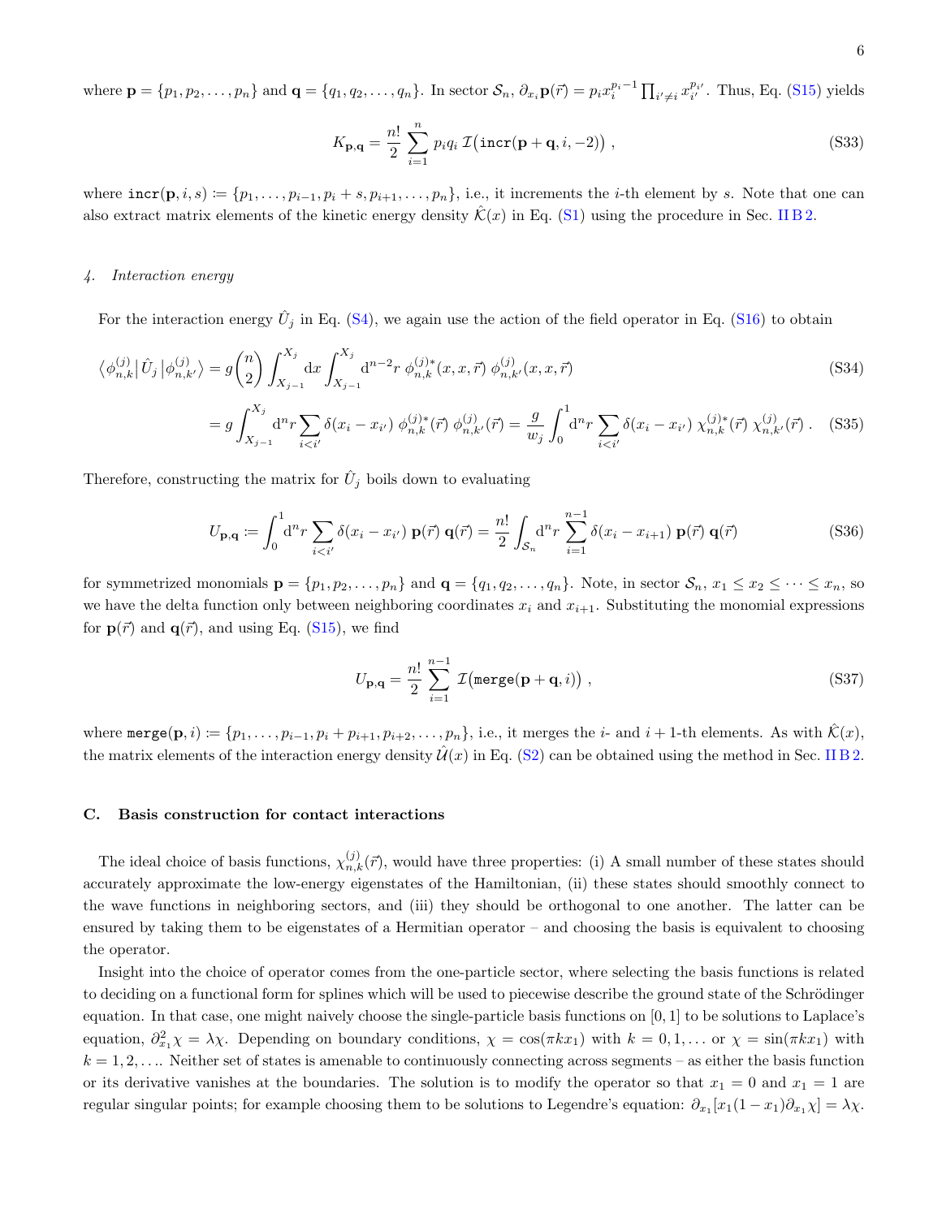where $\mathbf{p} = \{p_1, p_2, \ldots, p_n\}$ and $\mathbf{q} = \{q_1, q_2, \ldots, q_n\}$. In sector $\mathcal{S}_n$, $\partial_{x_i} \mathbf{p}(\vec{r}) = p_i x_i^{p_i - 1} \prod_{i' \neq i} x_{i'}^{p_{i'}}$. Thus, Eq. (S15) yields

$$K_{\mathbf{p},\mathbf{q}} = \frac{n!}{2} \sum_{i=1}^{n} p_i q_i \, \mathcal{I}\big(\texttt{incr}(\mathbf{p} + \mathbf{q}, i, -2)\big) \,, \tag{S33}$$

where $\texttt{incr}(\mathbf{p}, i, s) \coloneqq \{p_1, \ldots, p_{i-1}, p_i + s, p_{i+1}, \ldots, p_n\}$, i.e., it increments the $i$-th element by $s$. Note that one can also extract matrix elements of the kinetic energy density $\hat{\mathcal{K}}(x)$ in Eq. (S1) using the procedure in Sec. II B 2.

#### 4. *Interaction energy*

For the interaction energy $\hat{U}_j$ in Eq. (S4), we again use the action of the field operator in Eq. (S16) to obtain

$$\langle \phi_{n,k}^{(j)} | \, \hat{U}_j \, | \phi_{n,k'}^{(j)} \rangle = g \binom{n}{2} \int_{X_{j-1}}^{X_j} \mathrm{d}x \int_{X_{j-1}}^{X_j} \mathrm{d}^{n-2} r \; \phi_{n,k}^{(j)*}(x, x, \vec{r}) \; \phi_{n,k'}^{(j)}(x, x, \vec{r}) \tag{S34}$$

$$= g \int_{X_{j-1}}^{X_j} \mathrm{d}^n r \sum_{i<i'} \delta(x_i - x_{i'}) \; \phi_{n,k}^{(j)*}(\vec{r}) \; \phi_{n,k'}^{(j)}(\vec{r}) = \frac{g}{w_j} \int_0^1 \mathrm{d}^n r \sum_{i<i'} \delta(x_i - x_{i'}) \; \chi_{n,k}^{(j)*}(\vec{r}) \; \chi_{n,k'}^{(j)}(\vec{r}) \,. \tag{S35}$$

Therefore, constructing the matrix for $\hat{U}_j$ boils down to evaluating

$$U_{\mathbf{p},\mathbf{q}} \coloneqq \int_0^1 \mathrm{d}^n r \sum_{i<i'} \delta(x_i - x_{i'}) \; \mathbf{p}(\vec{r}) \; \mathbf{q}(\vec{r}) = \frac{n!}{2} \int_{\mathcal{S}_n} \mathrm{d}^n r \sum_{i=1}^{n-1} \delta(x_i - x_{i+1}) \; \mathbf{p}(\vec{r}) \; \mathbf{q}(\vec{r}) \tag{S36}$$

for symmetrized monomials $\mathbf{p} = \{p_1, p_2, \ldots, p_n\}$ and $\mathbf{q} = \{q_1, q_2, \ldots, q_n\}$. Note, in sector $\mathcal{S}_n$, $x_1 \leq x_2 \leq \cdots \leq x_n$, so we have the delta function only between neighboring coordinates $x_i$ and $x_{i+1}$. Substituting the monomial expressions for $\mathbf{p}(\vec{r})$ and $\mathbf{q}(\vec{r})$, and using Eq. (S15), we find

$$U_{\mathbf{p},\mathbf{q}} = \frac{n!}{2} \sum_{i=1}^{n-1} \mathcal{I}\big(\texttt{merge}(\mathbf{p} + \mathbf{q}, i)\big) \,, \tag{S37}$$

where $\texttt{merge}(\mathbf{p}, i) \coloneqq \{p_1, \ldots, p_{i-1}, p_i + p_{i+1}, p_{i+2}, \ldots, p_n\}$, i.e., it merges the $i$- and $i+1$-th elements. As with $\hat{\mathcal{K}}(x)$, the matrix elements of the interaction energy density $\hat{\mathcal{U}}(x)$ in Eq. (S2) can be obtained using the method in Sec. II B 2.

### C. Basis construction for contact interactions

The ideal choice of basis functions, $\chi_{n,k}^{(j)}(\vec{r})$, would have three properties: (i) A small number of these states should accurately approximate the low-energy eigenstates of the Hamiltonian, (ii) these states should smoothly connect to the wave functions in neighboring sectors, and (iii) they should be orthogonal to one another. The latter can be ensured by taking them to be eigenstates of a Hermitian operator – and choosing the basis is equivalent to choosing the operator.

Insight into the choice of operator comes from the one-particle sector, where selecting the basis functions is related to deciding on a functional form for splines which will be used to piecewise describe the ground state of the Schrödinger equation. In that case, one might naively choose the single-particle basis functions on $[0, 1]$ to be solutions to Laplace's equation, $\partial_{x_1}^2 \chi = \lambda \chi$. Depending on boundary conditions, $\chi = \cos(\pi k x_1)$ with $k = 0, 1, \ldots$ or $\chi = \sin(\pi k x_1)$ with $k = 1, 2, \ldots$. Neither set of states is amenable to continuously connecting across segments – as either the basis function or its derivative vanishes at the boundaries. The solution is to modify the operator so that $x_1 = 0$ and $x_1 = 1$ are regular singular points; for example choosing them to be solutions to Legendre's equation: $\partial_{x_1}[x_1(1 - x_1)\partial_{x_1}\chi] = \lambda\chi$.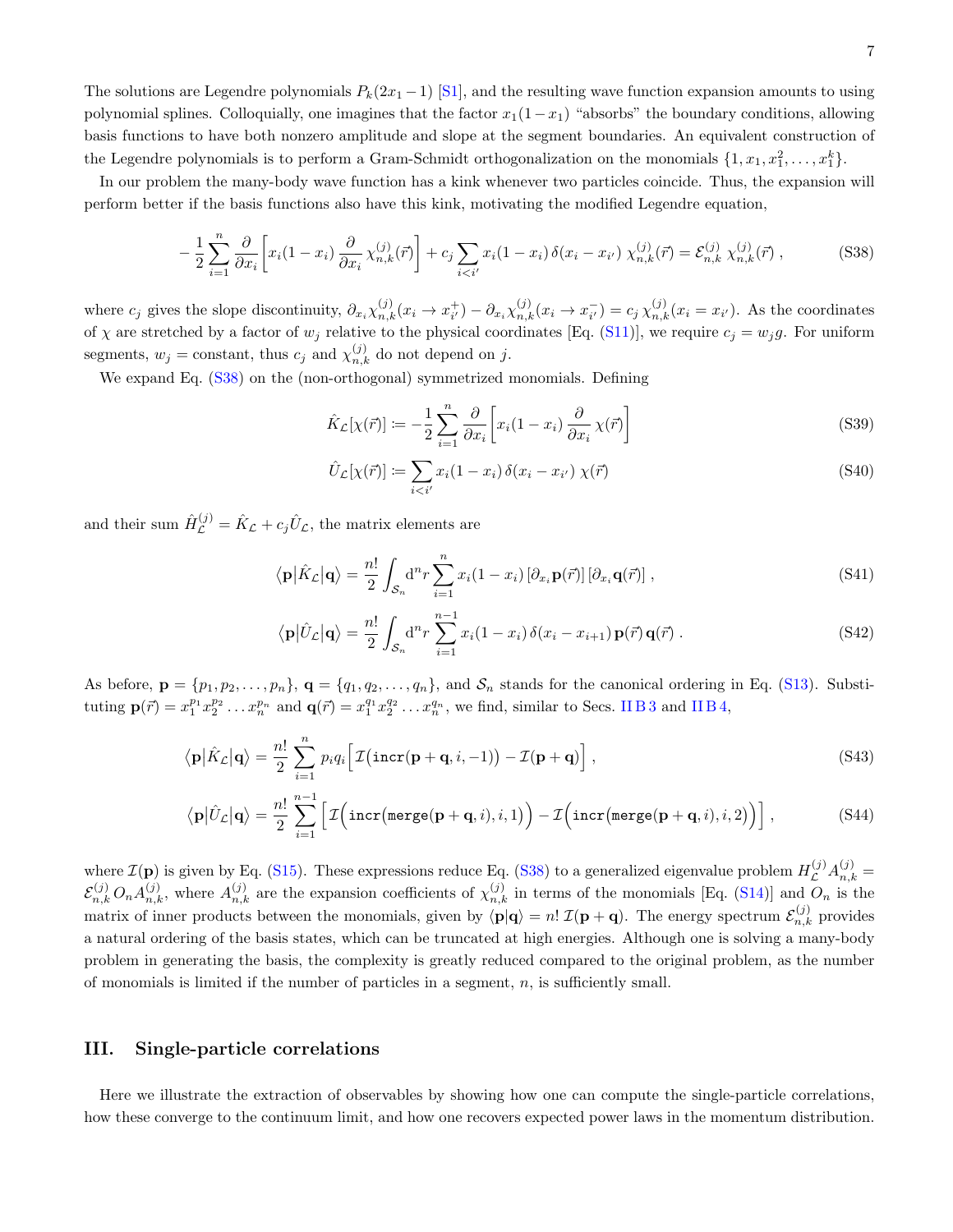The solutions are Legendre polynomials $P_k(2x_1 - 1)$ [S1], and the resulting wave function expansion amounts to using polynomial splines. Colloquially, one imagines that the factor $x_1(1-x_1)$ "absorbs" the boundary conditions, allowing basis functions to have both nonzero amplitude and slope at the segment boundaries. An equivalent construction of the Legendre polynomials is to perform a Gram-Schmidt orthogonalization on the monomials $\{1, x_1, x_1^2, \ldots, x_1^k\}$.

In our problem the many-body wave function has a kink whenever two particles coincide. Thus, the expansion will perform better if the basis functions also have this kink, motivating the modified Legendre equation,

$$
-\frac{1}{2}\sum_{i=1}^{n}\frac{\partial}{\partial x_i}\left[x_i(1-x_i)\,\frac{\partial}{\partial x_i}\,\chi_{n,k}^{(j)}(\vec{r})\right] + c_j\sum_{i<i'} x_i(1-x_i)\,\delta(x_i - x_{i'})\;\chi_{n,k}^{(j)}(\vec{r}) = \mathcal{E}_{n,k}^{(j)}\;\chi_{n,k}^{(j)}(\vec{r})\;, \tag{S38}
$$

where $c_j$ gives the slope discontinuity, $\partial_{x_i}\chi_{n,k}^{(j)}(x_i \to x_{i'}^{+}) - \partial_{x_i}\chi_{n,k}^{(j)}(x_i \to x_{i'}^{-}) = c_j\,\chi_{n,k}^{(j)}(x_i = x_{i'})$. As the coordinates of $\chi$ are stretched by a factor of $w_j$ relative to the physical coordinates [Eq. (S11)], we require $c_j = w_j g$. For uniform segments, $w_j = \text{constant}$, thus $c_j$ and $\chi_{n,k}^{(j)}$ do not depend on $j$.

We expand Eq. (S38) on the (non-orthogonal) symmetrized monomials. Defining

$$
\hat{K}_{\mathcal{L}}[\chi(\vec{r})] \coloneqq -\frac{1}{2}\sum_{i=1}^{n}\frac{\partial}{\partial x_i}\left[x_i(1-x_i)\,\frac{\partial}{\partial x_i}\,\chi(\vec{r})\right] \tag{S39}
$$

$$
\hat{U}_{\mathcal{L}}[\chi(\vec{r})] \coloneqq \sum_{i<i'} x_i(1-x_i)\,\delta(x_i - x_{i'})\;\chi(\vec{r}) \tag{S40}
$$

and their sum $\hat{H}_{\mathcal{L}}^{(j)} = \hat{K}_{\mathcal{L}} + c_j\hat{U}_{\mathcal{L}}$, the matrix elements are

$$
\langle \mathbf{p}|\hat{K}_{\mathcal{L}}|\mathbf{q}\rangle = \frac{n!}{2}\int_{\mathcal{S}_n}\mathrm{d}^n r\sum_{i=1}^{n} x_i(1-x_i)\,[\partial_{x_i}\mathbf{p}(\vec{r})]\,[\partial_{x_i}\mathbf{q}(\vec{r})]\;, \tag{S41}
$$

$$
\langle \mathbf{p}|\hat{U}_{\mathcal{L}}|\mathbf{q}\rangle = \frac{n!}{2}\int_{\mathcal{S}_n}\mathrm{d}^n r\sum_{i=1}^{n-1} x_i(1-x_i)\,\delta(x_i - x_{i+1})\,\mathbf{p}(\vec{r})\,\mathbf{q}(\vec{r})\;. \tag{S42}
$$

As before, $\mathbf{p} = \{p_1, p_2, \ldots, p_n\}$, $\mathbf{q} = \{q_1, q_2, \ldots, q_n\}$, and $\mathcal{S}_n$ stands for the canonical ordering in Eq. (S13). Substituting $\mathbf{p}(\vec{r}) = x_1^{p_1}x_2^{p_2}\ldots x_n^{p_n}$ and $\mathbf{q}(\vec{r}) = x_1^{q_1}x_2^{q_2}\ldots x_n^{q_n}$, we find, similar to Secs. II B 3 and II B 4,

$$
\langle \mathbf{p}|\hat{K}_{\mathcal{L}}|\mathbf{q}\rangle = \frac{n!}{2}\sum_{i=1}^{n} p_i q_i\Big[\mathcal{I}\big(\mathtt{incr}(\mathbf{p}+\mathbf{q}, i, -1)\big) - \mathcal{I}(\mathbf{p}+\mathbf{q})\Big]\;, \tag{S43}
$$

$$
\langle \mathbf{p}|\hat{U}_{\mathcal{L}}|\mathbf{q}\rangle = \frac{n!}{2}\sum_{i=1}^{n-1}\Big[\mathcal{I}\Big(\mathtt{incr}\big(\mathtt{merge}(\mathbf{p}+\mathbf{q}, i), i, 1\big)\Big) - \mathcal{I}\Big(\mathtt{incr}\big(\mathtt{merge}(\mathbf{p}+\mathbf{q}, i), i, 2\big)\Big)\Big]\;, \tag{S44}
$$

where $\mathcal{I}(\mathbf{p})$ is given by Eq. (S15). These expressions reduce Eq. (S38) to a generalized eigenvalue problem $H_{\mathcal{L}}^{(j)}A_{n,k}^{(j)} = \mathcal{E}_{n,k}^{(j)}\,O_n A_{n,k}^{(j)}$, where $A_{n,k}^{(j)}$ are the expansion coefficients of $\chi_{n,k}^{(j)}$ in terms of the monomials [Eq. (S14)] and $O_n$ is the matrix of inner products between the monomials, given by $\langle \mathbf{p}|\mathbf{q}\rangle = n!\,\mathcal{I}(\mathbf{p}+\mathbf{q})$. The energy spectrum $\mathcal{E}_{n,k}^{(j)}$ provides a natural ordering of the basis states, which can be truncated at high energies. Although one is solving a many-body problem in generating the basis, the complexity is greatly reduced compared to the original problem, as the number of monomials is limited if the number of particles in a segment, $n$, is sufficiently small.

## III. Single-particle correlations

Here we illustrate the extraction of observables by showing how one can compute the single-particle correlations, how these converge to the continuum limit, and how one recovers expected power laws in the momentum distribution.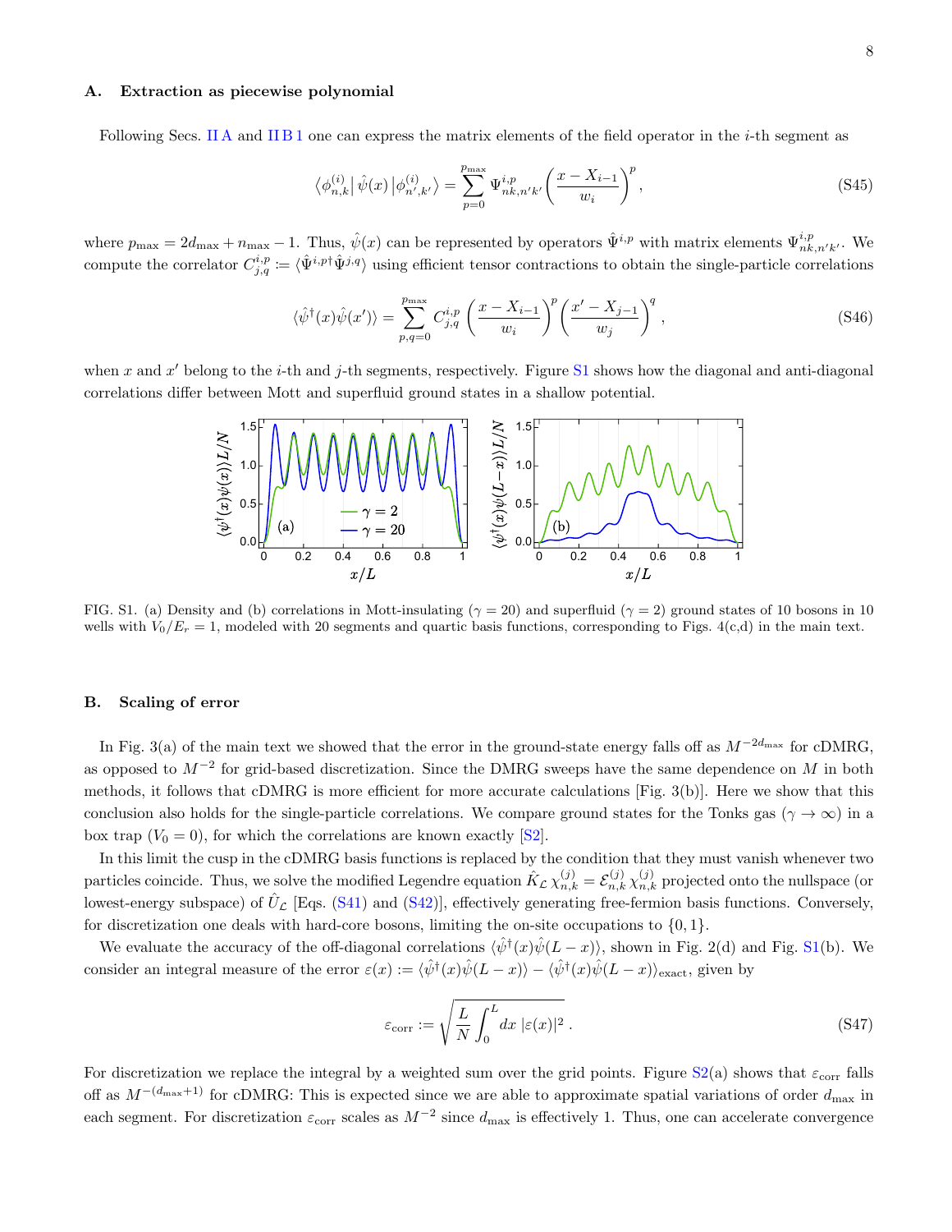### A. Extraction as piecewise polynomial

Following Secs. II A and II B 1 one can express the matrix elements of the field operator in the $i$-th segment as

$$\langle \phi_{n,k}^{(i)} | \hat{\psi}(x) | \phi_{n',k'}^{(i)} \rangle = \sum_{p=0}^{p_{\max}} \Psi_{nk,n'k'}^{i,p} \left( \frac{x - X_{i-1}}{w_i} \right)^p , \tag{S45}$$

where $p_{\max} = 2d_{\max} + n_{\max} - 1$. Thus, $\hat{\psi}(x)$ can be represented by operators $\hat{\Psi}^{i,p}$ with matrix elements $\Psi_{nk,n'k'}^{i,p}$. We compute the correlator $C_{j,q}^{i,p} := \langle \hat{\Psi}^{i,p\dagger} \hat{\Psi}^{j,q} \rangle$ using efficient tensor contractions to obtain the single-particle correlations

$$\langle \hat{\psi}^\dagger(x) \hat{\psi}(x') \rangle = \sum_{p,q=0}^{p_{\max}} C_{j,q}^{i,p} \left( \frac{x - X_{i-1}}{w_i} \right)^p \left( \frac{x' - X_{j-1}}{w_j} \right)^q , \tag{S46}$$

when $x$ and $x'$ belong to the $i$-th and $j$-th segments, respectively. Figure S1 shows how the diagonal and anti-diagonal correlations differ between Mott and superfluid ground states in a shallow potential.

FIG. S1. (a) Density and (b) correlations in Mott-insulating ($\gamma = 20$) and superfluid ($\gamma = 2$) ground states of 10 bosons in 10 wells with $V_0/E_r = 1$, modeled with 20 segments and quartic basis functions, corresponding to Figs. 4(c,d) in the main text.

### B. Scaling of error

In Fig. 3(a) of the main text we showed that the error in the ground-state energy falls off as $M^{-2d_{\max}}$ for cDMRG, as opposed to $M^{-2}$ for grid-based discretization. Since the DMRG sweeps have the same dependence on $M$ in both methods, it follows that cDMRG is more efficient for more accurate calculations [Fig. 3(b)]. Here we show that this conclusion also holds for the single-particle correlations. We compare ground states for the Tonks gas ($\gamma \to \infty$) in a box trap ($V_0 = 0$), for which the correlations are known exactly [S2].

In this limit the cusp in the cDMRG basis functions is replaced by the condition that they must vanish whenever two particles coincide. Thus, we solve the modified Legendre equation $\hat{K}_{\mathcal{L}} \chi_{n,k}^{(j)} = \mathcal{E}_{n,k}^{(j)} \chi_{n,k}^{(j)}$ projected onto the nullspace (or lowest-energy subspace) of $\hat{U}_{\mathcal{L}}$ [Eqs. (S41) and (S42)], effectively generating free-fermion basis functions. Conversely, for discretization one deals with hard-core bosons, limiting the on-site occupations to $\{0, 1\}$.

We evaluate the accuracy of the off-diagonal correlations $\langle \hat{\psi}^\dagger(x) \hat{\psi}(L - x) \rangle$, shown in Fig. 2(d) and Fig. S1(b). We consider an integral measure of the error $\varepsilon(x) := \langle \hat{\psi}^\dagger(x) \hat{\psi}(L - x) \rangle - \langle \hat{\psi}^\dagger(x) \hat{\psi}(L - x) \rangle_{\text{exact}}$, given by

$$\varepsilon_{\text{corr}} := \sqrt{\frac{L}{N} \int_0^L dx \, |\varepsilon(x)|^2} \, . \tag{S47}$$

For discretization we replace the integral by a weighted sum over the grid points. Figure S2(a) shows that $\varepsilon_{\text{corr}}$ falls off as $M^{-(d_{\max}+1)}$ for cDMRG: This is expected since we are able to approximate spatial variations of order $d_{\max}$ in each segment. For discretization $\varepsilon_{\text{corr}}$ scales as $M^{-2}$ since $d_{\max}$ is effectively 1. Thus, one can accelerate convergence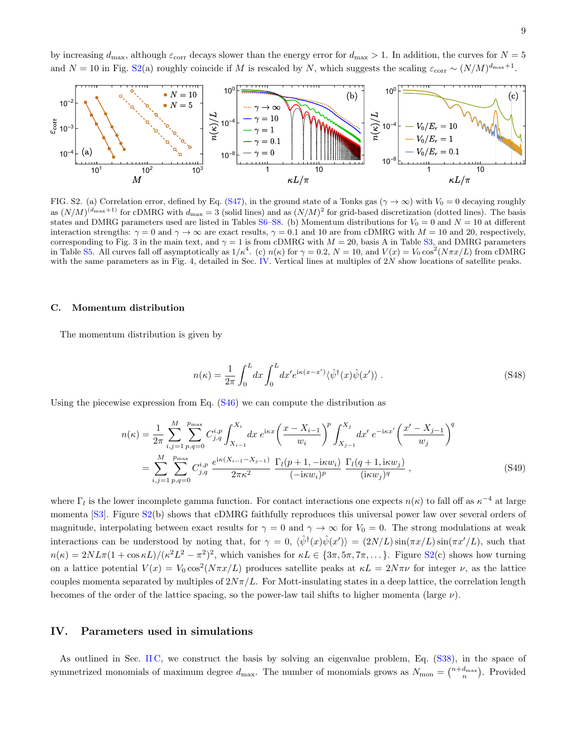by increasing $d_{\max}$, although $\varepsilon_{\rm corr}$ decays slower than the energy error for $d_{\max} > 1$. In addition, the curves for $N = 5$ and $N = 10$ in Fig. S2(a) roughly coincide if $M$ is rescaled by $N$, which suggests the scaling $\varepsilon_{\rm corr} \sim (N/M)^{d_{\max}+1}$.

FIG. S2. (a) Correlation error, defined by Eq. (S47), in the ground state of a Tonks gas ($\gamma \to \infty$) with $V_0 = 0$ decaying roughly as $(N/M)^{(d_{\max}+1)}$ for cDMRG with $d_{\max} = 3$ (solid lines) and as $(N/M)^2$ for grid-based discretization (dotted lines). The basis states and DMRG parameters used are listed in Tables S6–S8. (b) Momentum distributions for $V_0 = 0$ and $N = 10$ at different interaction strengths: $\gamma = 0$ and $\gamma \to \infty$ are exact results, $\gamma = 0.1$ and 10 are from cDMRG with $M = 10$ and 20, respectively, corresponding to Fig. 3 in the main text, and $\gamma = 1$ is from cDMRG with $M = 20$, basis A in Table S3, and DMRG parameters in Table S5. All curves fall off asymptotically as $1/\kappa^4$. (c) $n(\kappa)$ for $\gamma = 0.2$, $N = 10$, and $V(x) = V_0 \cos^2(N\pi x/L)$ from cDMRG with the same parameters as in Fig. 4, detailed in Sec. IV. Vertical lines at multiples of $2N$ show locations of satellite peaks.

### C. Momentum distribution

The momentum distribution is given by

$$n(\kappa) = \frac{1}{2\pi} \int_0^L dx \int_0^L dx' e^{i\kappa(x-x')} \langle \hat{\psi}^\dagger(x) \hat{\psi}(x') \rangle \ . \tag{S48}$$

Using the piecewise expression from Eq. (S46) we can compute the distribution as

$$\begin{aligned} n(\kappa) &= \frac{1}{2\pi} \sum_{i,j=1}^{M} \sum_{p,q=0}^{p_{\max}} C^{i,p}_{j,q} \int_{X_{i-1}}^{X_i} dx\, e^{i\kappa x} \left( \frac{x - X_{i-1}}{w_i} \right)^p \int_{X_{j-1}}^{X_j} dx'\, e^{-i\kappa x'} \left( \frac{x' - X_{j-1}}{w_j} \right)^q \\ &= \sum_{i,j=1}^{M} \sum_{p,q=0}^{p_{\max}} C^{i,p}_{j,q} \, \frac{e^{i\kappa(X_{i-1} - X_{j-1})}}{2\pi\kappa^2} \, \frac{\Gamma_l(p+1, -i\kappa w_i)}{(-i\kappa w_i)^p} \, \frac{\Gamma_l(q+1, i\kappa w_j)}{(i\kappa w_j)^q} \ , \end{aligned} \tag{S49}$$

where $\Gamma_l$ is the lower incomplete gamma function. For contact interactions one expects $n(\kappa)$ to fall off as $\kappa^{-4}$ at large momenta [S3]. Figure S2(b) shows that cDMRG faithfully reproduces this universal power law over several orders of magnitude, interpolating between exact results for $\gamma = 0$ and $\gamma \to \infty$ for $V_0 = 0$. The strong modulations at weak interactions can be understood by noting that, for $\gamma = 0$, $\langle \hat{\psi}^\dagger(x) \hat{\psi}(x') \rangle = (2N/L) \sin(\pi x/L) \sin(\pi x'/L)$, such that $n(\kappa) = 2NL\pi(1 + \cos \kappa L)/(\kappa^2 L^2 - \pi^2)^2$, which vanishes for $\kappa L \in \{3\pi, 5\pi, 7\pi, \dots\}$. Figure S2(c) shows how turning on a lattice potential $V(x) = V_0 \cos^2(N\pi x/L)$ produces satellite peaks at $\kappa L = 2N\pi\nu$ for integer $\nu$, as the lattice couples momenta separated by multiples of $2N\pi/L$. For Mott-insulating states in a deep lattice, the correlation length becomes of the order of the lattice spacing, so the power-law tail shifts to higher momenta (large $\nu$).

## IV. Parameters used in simulations

As outlined in Sec. II C, we construct the basis by solving an eigenvalue problem, Eq. (S38), in the space of symmetrized monomials of maximum degree $d_{\max}$. The number of monomials grows as $N_{\rm mon} = \binom{n+d_{\max}}{n}$. Provided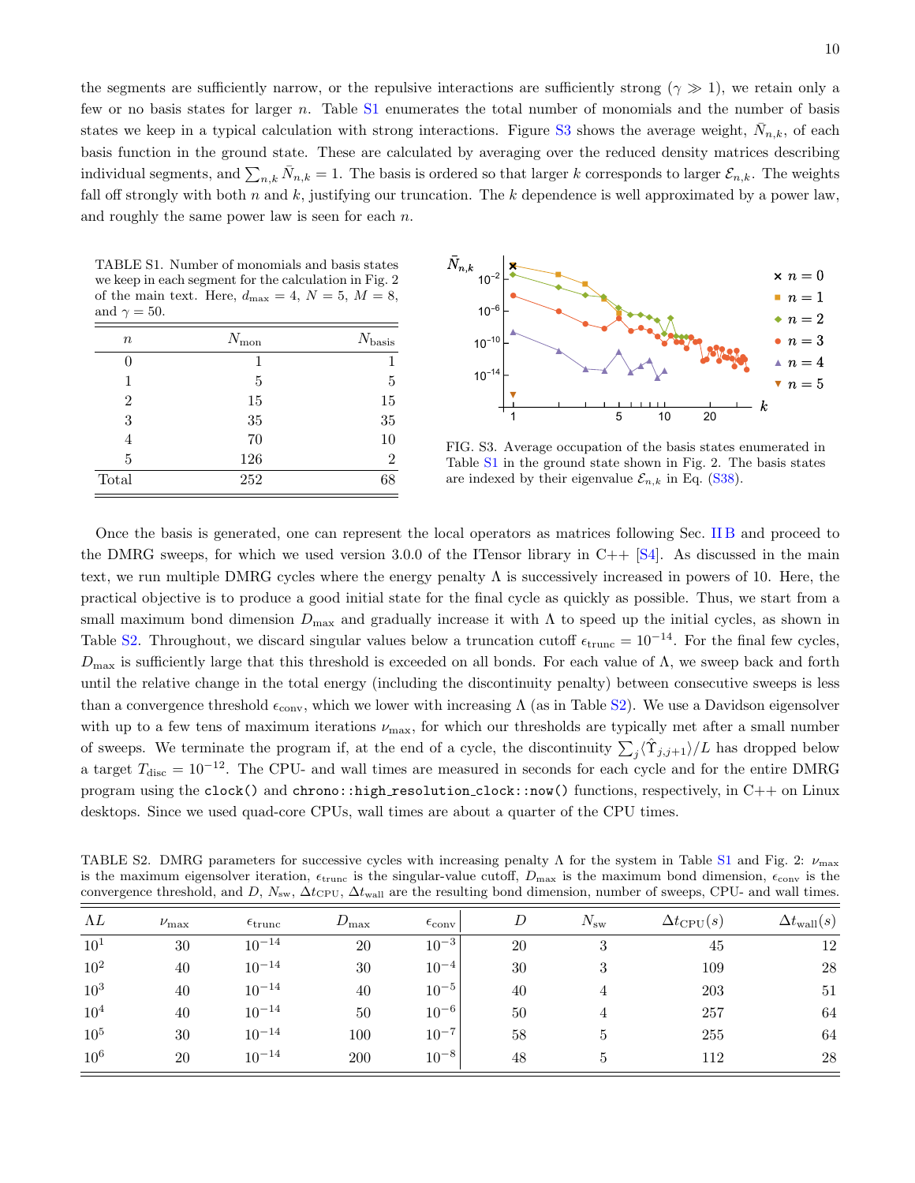the segments are sufficiently narrow, or the repulsive interactions are sufficiently strong ($\gamma \gg 1$), we retain only a few or no basis states for larger $n$. Table S1 enumerates the total number of monomials and the number of basis states we keep in a typical calculation with strong interactions. Figure S3 shows the average weight, $\bar{N}_{n,k}$, of each basis function in the ground state. These are calculated by averaging over the reduced density matrices describing individual segments, and $\sum_{n,k} \bar{N}_{n,k} = 1$. The basis is ordered so that larger $k$ corresponds to larger $\mathcal{E}_{n,k}$. The weights fall off strongly with both $n$ and $k$, justifying our truncation. The $k$ dependence is well approximated by a power law, and roughly the same power law is seen for each $n$.

TABLE S1. Number of monomials and basis states we keep in each segment for the calculation in Fig. 2 of the main text. Here, $d_{\max} = 4$, $N = 5$, $M = 8$, and $\gamma = 50$.

| $n$ | $N_{\text{mon}}$ | $N_{\text{basis}}$ |
|---|---|---|
| 0 | 1 | 1 |
| 1 | 5 | 5 |
| 2 | 15 | 15 |
| 3 | 35 | 35 |
| 4 | 70 | 10 |
| 5 | 126 | 2 |
| Total | 252 | 68 |

FIG. S3. Average occupation of the basis states enumerated in Table S1 in the ground state shown in Fig. 2. The basis states are indexed by their eigenvalue $\mathcal{E}_{n,k}$ in Eq. (S38).

Once the basis is generated, one can represent the local operators as matrices following Sec. II B and proceed to the DMRG sweeps, for which we used version 3.0.0 of the ITensor library in C++ [S4]. As discussed in the main text, we run multiple DMRG cycles where the energy penalty $\Lambda$ is successively increased in powers of 10. Here, the practical objective is to produce a good initial state for the final cycle as quickly as possible. Thus, we start from a small maximum bond dimension $D_{\max}$ and gradually increase it with $\Lambda$ to speed up the initial cycles, as shown in Table S2. Throughout, we discard singular values below a truncation cutoff $\epsilon_{\text{trunc}} = 10^{-14}$. For the final few cycles, $D_{\max}$ is sufficiently large that this threshold is exceeded on all bonds. For each value of $\Lambda$, we sweep back and forth until the relative change in the total energy (including the discontinuity penalty) between consecutive sweeps is less than a convergence threshold $\epsilon_{\text{conv}}$, which we lower with increasing $\Lambda$ (as in Table S2). We use a Davidson eigensolver with up to a few tens of maximum iterations $\nu_{\max}$, for which our thresholds are typically met after a small number of sweeps. We terminate the program if, at the end of a cycle, the discontinuity $\sum_j \langle \hat{\Upsilon}_{j,j+1} \rangle / L$ has dropped below a target $T_{\text{disc}} = 10^{-12}$. The CPU- and wall times are measured in seconds for each cycle and for the entire DMRG program using the `clock()` and `chrono::high_resolution_clock::now()` functions, respectively, in C++ on Linux desktops. Since we used quad-core CPUs, wall times are about a quarter of the CPU times.

TABLE S2. DMRG parameters for successive cycles with increasing penalty $\Lambda$ for the system in Table S1 and Fig. 2: $\nu_{\max}$ is the maximum eigensolver iteration, $\epsilon_{\text{trunc}}$ is the singular-value cutoff, $D_{\max}$ is the maximum bond dimension, $\epsilon_{\text{conv}}$ is the convergence threshold, and $D$, $N_{\text{sw}}$, $\Delta t_{\text{CPU}}$, $\Delta t_{\text{wall}}$ are the resulting bond dimension, number of sweeps, CPU- and wall times.

| $\Lambda L$ | $\nu_{\max}$ | $\epsilon_{\text{trunc}}$ | $D_{\max}$ | $\epsilon_{\text{conv}}$ | $D$ | $N_{\text{sw}}$ | $\Delta t_{\text{CPU}}(s)$ | $\Delta t_{\text{wall}}(s)$ |
|---|---|---|---|---|---|---|---|---|
| $10^1$ | 30 | $10^{-14}$ | 20 | $10^{-3}$ | 20 | 3 | 45 | 12 |
| $10^2$ | 40 | $10^{-14}$ | 30 | $10^{-4}$ | 30 | 3 | 109 | 28 |
| $10^3$ | 40 | $10^{-14}$ | 40 | $10^{-5}$ | 40 | 4 | 203 | 51 |
| $10^4$ | 40 | $10^{-14}$ | 50 | $10^{-6}$ | 50 | 4 | 257 | 64 |
| $10^5$ | 30 | $10^{-14}$ | 100 | $10^{-7}$ | 58 | 5 | 255 | 64 |
| $10^6$ | 20 | $10^{-14}$ | 200 | $10^{-8}$ | 48 | 5 | 112 | 28 |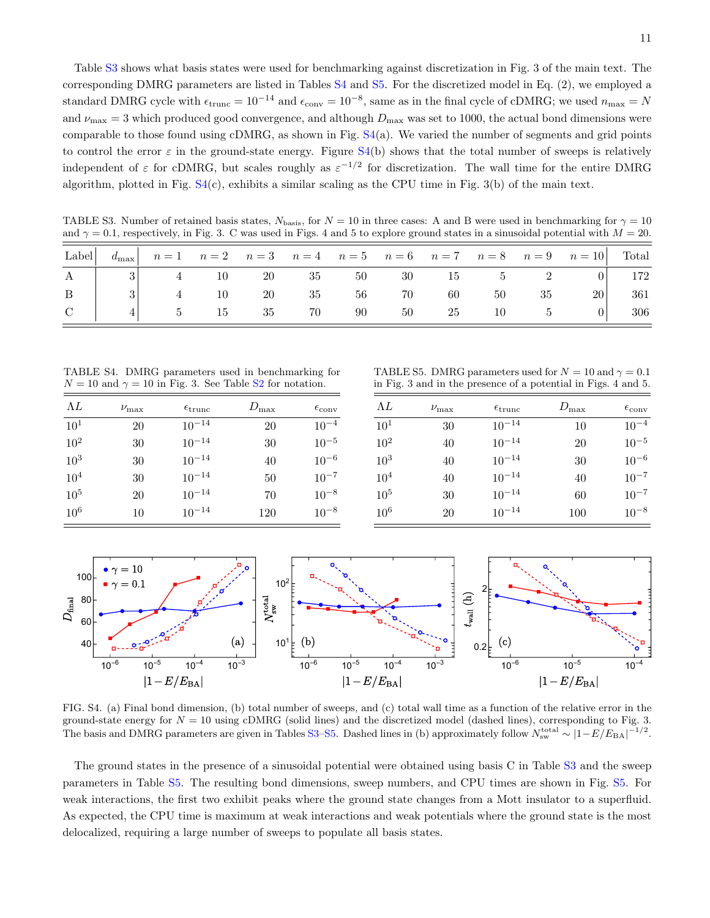Table S3 shows what basis states were used for benchmarking against discretization in Fig. 3 of the main text. The corresponding DMRG parameters are listed in Tables S4 and S5. For the discretized model in Eq. (2), we employed a standard DMRG cycle with $\epsilon_{\rm trunc} = 10^{-14}$ and $\epsilon_{\rm conv} = 10^{-8}$, same as in the final cycle of cDMRG; we used $n_{\max} = N$ and $\nu_{\max} = 3$ which produced good convergence, and although $D_{\max}$ was set to 1000, the actual bond dimensions were comparable to those found using cDMRG, as shown in Fig. S4(a). We varied the number of segments and grid points to control the error $\varepsilon$ in the ground-state energy. Figure S4(b) shows that the total number of sweeps is relatively independent of $\varepsilon$ for cDMRG, but scales roughly as $\varepsilon^{-1/2}$ for discretization. The wall time for the entire DMRG algorithm, plotted in Fig. S4(c), exhibits a similar scaling as the CPU time in Fig. 3(b) of the main text.

TABLE S3. Number of retained basis states, $N_{\rm basis}$, for $N = 10$ in three cases: A and B were used in benchmarking for $\gamma = 10$ and $\gamma = 0.1$, respectively, in Fig. 3. C was used in Figs. 4 and 5 to explore ground states in a sinusoidal potential with $M = 20$.

| Label | $d_{\max}$ | $n=1$ | $n=2$ | $n=3$ | $n=4$ | $n=5$ | $n=6$ | $n=7$ | $n=8$ | $n=9$ | $n=10$ | Total |
|---|---|---|---|---|---|---|---|---|---|---|---|---|
| A | 3 | 4 | 10 | 20 | 35 | 50 | 30 | 15 | 5 | 2 | 0 | 172 |
| B | 3 | 4 | 10 | 20 | 35 | 56 | 70 | 60 | 50 | 35 | 20 | 361 |
| C | 4 | 5 | 15 | 35 | 70 | 90 | 50 | 25 | 10 | 5 | 0 | 306 |

TABLE S4. DMRG parameters used in benchmarking for $N = 10$ and $\gamma = 10$ in Fig. 3. See Table S2 for notation.

| $\Lambda L$ | $\nu_{\max}$ | $\epsilon_{\rm trunc}$ | $D_{\max}$ | $\epsilon_{\rm conv}$ |
|---|---|---|---|---|
| $10^1$ | 20 | $10^{-14}$ | 20 | $10^{-4}$ |
| $10^2$ | 30 | $10^{-14}$ | 30 | $10^{-5}$ |
| $10^3$ | 30 | $10^{-14}$ | 40 | $10^{-6}$ |
| $10^4$ | 30 | $10^{-14}$ | 50 | $10^{-7}$ |
| $10^5$ | 20 | $10^{-14}$ | 70 | $10^{-8}$ |
| $10^6$ | 10 | $10^{-14}$ | 120 | $10^{-8}$ |

TABLE S5. DMRG parameters used for $N = 10$ and $\gamma = 0.1$ in Fig. 3 and in the presence of a potential in Figs. 4 and 5.

| $\Lambda L$ | $\nu_{\max}$ | $\epsilon_{\rm trunc}$ | $D_{\max}$ | $\epsilon_{\rm conv}$ |
|---|---|---|---|---|
| $10^1$ | 30 | $10^{-14}$ | 10 | $10^{-4}$ |
| $10^2$ | 40 | $10^{-14}$ | 20 | $10^{-5}$ |
| $10^3$ | 40 | $10^{-14}$ | 30 | $10^{-6}$ |
| $10^4$ | 40 | $10^{-14}$ | 40 | $10^{-7}$ |
| $10^5$ | 30 | $10^{-14}$ | 60 | $10^{-7}$ |
| $10^6$ | 20 | $10^{-14}$ | 100 | $10^{-8}$ |

FIG. S4. (a) Final bond dimension, (b) total number of sweeps, and (c) total wall time as a function of the relative error in the ground-state energy for $N = 10$ using cDMRG (solid lines) and the discretized model (dashed lines), corresponding to Fig. 3. The basis and DMRG parameters are given in Tables S3–S5. Dashed lines in (b) approximately follow $N_{\rm sw}^{\rm total} \sim |1 - E/E_{\rm BA}|^{-1/2}$.

The ground states in the presence of a sinusoidal potential were obtained using basis C in Table S3 and the sweep parameters in Table S5. The resulting bond dimensions, sweep numbers, and CPU times are shown in Fig. S5. For weak interactions, the first two exhibit peaks where the ground state changes from a Mott insulator to a superfluid. As expected, the CPU time is maximum at weak interactions and weak potentials where the ground state is the most delocalized, requiring a large number of sweeps to populate all basis states.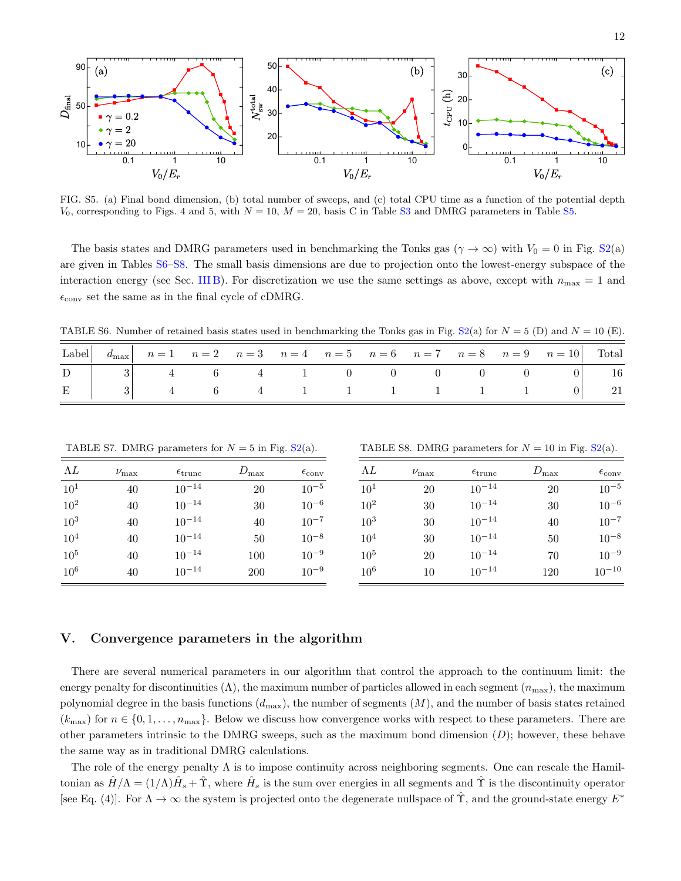FIG. S5. (a) Final bond dimension, (b) total number of sweeps, and (c) total CPU time as a function of the potential depth $V_0$, corresponding to Figs. 4 and 5, with $N = 10$, $M = 20$, basis C in Table S3 and DMRG parameters in Table S5.

The basis states and DMRG parameters used in benchmarking the Tonks gas ($\gamma \to \infty$) with $V_0 = 0$ in Fig. S2(a) are given in Tables S6–S8. The small basis dimensions are due to projection onto the lowest-energy subspace of the interaction energy (see Sec. III B). For discretization we use the same settings as above, except with $n_{\max} = 1$ and $\epsilon_{\text{conv}}$ set the same as in the final cycle of cDMRG.

TABLE S6. Number of retained basis states used in benchmarking the Tonks gas in Fig. S2(a) for $N = 5$ (D) and $N = 10$ (E).

| Label | $d_{\max}$ | $n=1$ | $n=2$ | $n=3$ | $n=4$ | $n=5$ | $n=6$ | $n=7$ | $n=8$ | $n=9$ | $n=10$ | Total |
|---|---|---|---|---|---|---|---|---|---|---|---|---|
| D | 3 | 4 | 6 | 4 | 1 | 0 | 0 | 0 | 0 | 0 | 0 | 16 |
| E | 3 | 4 | 6 | 4 | 1 | 1 | 1 | 1 | 1 | 1 | 0 | 21 |

TABLE S7. DMRG parameters for $N = 5$ in Fig. S2(a).

| $\Lambda L$ | $\nu_{\max}$ | $\epsilon_{\text{trunc}}$ | $D_{\max}$ | $\epsilon_{\text{conv}}$ |
|---|---|---|---|---|
| $10^1$ | 40 | $10^{-14}$ | 20 | $10^{-5}$ |
| $10^2$ | 40 | $10^{-14}$ | 30 | $10^{-6}$ |
| $10^3$ | 40 | $10^{-14}$ | 40 | $10^{-7}$ |
| $10^4$ | 40 | $10^{-14}$ | 50 | $10^{-8}$ |
| $10^5$ | 40 | $10^{-14}$ | 100 | $10^{-9}$ |
| $10^6$ | 40 | $10^{-14}$ | 200 | $10^{-9}$ |

TABLE S8. DMRG parameters for $N = 10$ in Fig. S2(a).

| $\Lambda L$ | $\nu_{\max}$ | $\epsilon_{\text{trunc}}$ | $D_{\max}$ | $\epsilon_{\text{conv}}$ |
|---|---|---|---|---|
| $10^1$ | 20 | $10^{-14}$ | 20 | $10^{-5}$ |
| $10^2$ | 30 | $10^{-14}$ | 30 | $10^{-6}$ |
| $10^3$ | 30 | $10^{-14}$ | 40 | $10^{-7}$ |
| $10^4$ | 30 | $10^{-14}$ | 50 | $10^{-8}$ |
| $10^5$ | 20 | $10^{-14}$ | 70 | $10^{-9}$ |
| $10^6$ | 10 | $10^{-14}$ | 120 | $10^{-10}$ |

## V. Convergence parameters in the algorithm

There are several numerical parameters in our algorithm that control the approach to the continuum limit: the energy penalty for discontinuities ($\Lambda$), the maximum number of particles allowed in each segment ($n_{\max}$), the maximum polynomial degree in the basis functions ($d_{\max}$), the number of segments ($M$), and the number of basis states retained ($k_{\max}$) for $n \in \{0, 1, \ldots, n_{\max}\}$. Below we discuss how convergence works with respect to these parameters. There are other parameters intrinsic to the DMRG sweeps, such as the maximum bond dimension ($D$); however, these behave the same way as in traditional DMRG calculations.

The role of the energy penalty $\Lambda$ is to impose continuity across neighboring segments. One can rescale the Hamiltonian as $\hat{H}/\Lambda = (1/\Lambda)\hat{H}_s + \hat{\Upsilon}$, where $\hat{H}_s$ is the sum over energies in all segments and $\hat{\Upsilon}$ is the discontinuity operator [see Eq. (4)]. For $\Lambda \to \infty$ the system is projected onto the degenerate nullspace of $\hat{\Upsilon}$, and the ground-state energy $E^*$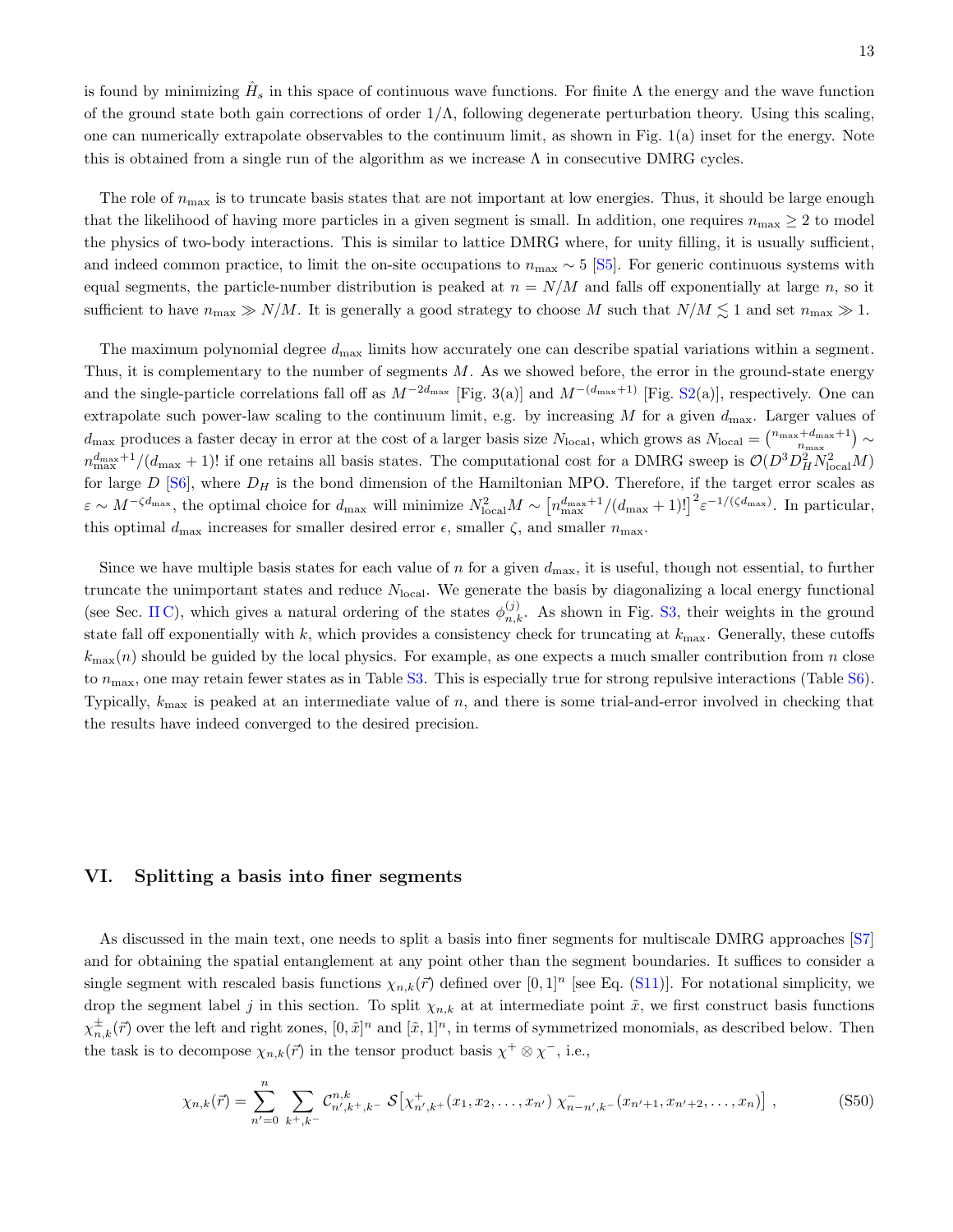is found by minimizing $\hat{H}_s$ in this space of continuous wave functions. For finite $\Lambda$ the energy and the wave function of the ground state both gain corrections of order $1/\Lambda$, following degenerate perturbation theory. Using this scaling, one can numerically extrapolate observables to the continuum limit, as shown in Fig. 1(a) inset for the energy. Note this is obtained from a single run of the algorithm as we increase $\Lambda$ in consecutive DMRG cycles.

The role of $n_{\max}$ is to truncate basis states that are not important at low energies. Thus, it should be large enough that the likelihood of having more particles in a given segment is small. In addition, one requires $n_{\max} \geq 2$ to model the physics of two-body interactions. This is similar to lattice DMRG where, for unity filling, it is usually sufficient, and indeed common practice, to limit the on-site occupations to $n_{\max} \sim 5$ [S5]. For generic continuous systems with equal segments, the particle-number distribution is peaked at $n = N/M$ and falls off exponentially at large $n$, so it sufficient to have $n_{\max} \gg N/M$. It is generally a good strategy to choose $M$ such that $N/M \lesssim 1$ and set $n_{\max} \gg 1$.

The maximum polynomial degree $d_{\max}$ limits how accurately one can describe spatial variations within a segment. Thus, it is complementary to the number of segments $M$. As we showed before, the error in the ground-state energy and the single-particle correlations fall off as $M^{-2d_{\max}}$ [Fig. 3(a)] and $M^{-(d_{\max}+1)}$ [Fig. S2(a)], respectively. One can extrapolate such power-law scaling to the continuum limit, e.g. by increasing $M$ for a given $d_{\max}$. Larger values of $d_{\max}$ produces a faster decay in error at the cost of a larger basis size $N_{\text{local}}$, which grows as $N_{\text{local}} = \binom{n_{\max}+d_{\max}+1}{n_{\max}} \sim n_{\max}^{d_{\max}+1}/(d_{\max}+1)!$ if one retains all basis states. The computational cost for a DMRG sweep is $\mathcal{O}(D^3 D_H^2 N_{\text{local}}^2 M)$ for large $D$ [S6], where $D_H$ is the bond dimension of the Hamiltonian MPO. Therefore, if the target error scales as $\varepsilon \sim M^{-\zeta d_{\max}}$, the optimal choice for $d_{\max}$ will minimize $N_{\text{local}}^2 M \sim \left[n_{\max}^{d_{\max}+1}/(d_{\max}+1)!\right]^2 \varepsilon^{-1/(\zeta d_{\max})}$. In particular, this optimal $d_{\max}$ increases for smaller desired error $\epsilon$, smaller $\zeta$, and smaller $n_{\max}$.

Since we have multiple basis states for each value of $n$ for a given $d_{\max}$, it is useful, though not essential, to further truncate the unimportant states and reduce $N_{\text{local}}$. We generate the basis by diagonalizing a local energy functional (see Sec. II C), which gives a natural ordering of the states $\phi_{n,k}^{(j)}$. As shown in Fig. S3, their weights in the ground state fall off exponentially with $k$, which provides a consistency check for truncating at $k_{\max}$. Generally, these cutoffs $k_{\max}(n)$ should be guided by the local physics. For example, as one expects a much smaller contribution from $n$ close to $n_{\max}$, one may retain fewer states as in Table S3. This is especially true for strong repulsive interactions (Table S6). Typically, $k_{\max}$ is peaked at an intermediate value of $n$, and there is some trial-and-error involved in checking that the results have indeed converged to the desired precision.

## VI. Splitting a basis into finer segments

As discussed in the main text, one needs to split a basis into finer segments for multiscale DMRG approaches [S7] and for obtaining the spatial entanglement at any point other than the segment boundaries. It suffices to consider a single segment with rescaled basis functions $\chi_{n,k}(\vec{r})$ defined over $[0,1]^n$ [see Eq. (S11)]. For notational simplicity, we drop the segment label $j$ in this section. To split $\chi_{n,k}$ at at intermediate point $\tilde{x}$, we first construct basis functions $\chi_{n,k}^{\pm}(\vec{r})$ over the left and right zones, $[0,\tilde{x}]^n$ and $[\tilde{x},1]^n$, in terms of symmetrized monomials, as described below. Then the task is to decompose $\chi_{n,k}(\vec{r})$ in the tensor product basis $\chi^+ \otimes \chi^-$, i.e.,

$$\chi_{n,k}(\vec{r}) = \sum_{n'=0}^{n} \sum_{k^+,k^-} \mathcal{C}_{n',k^+,k^-}^{n,k} \; \mathcal{S}\big[\chi_{n',k^+}^{+}(x_1,x_2,\ldots,x_{n'})\; \chi_{n-n',k^-}^{-}(x_{n'+1},x_{n'+2},\ldots,x_n)\big] \,, \tag{S50}$$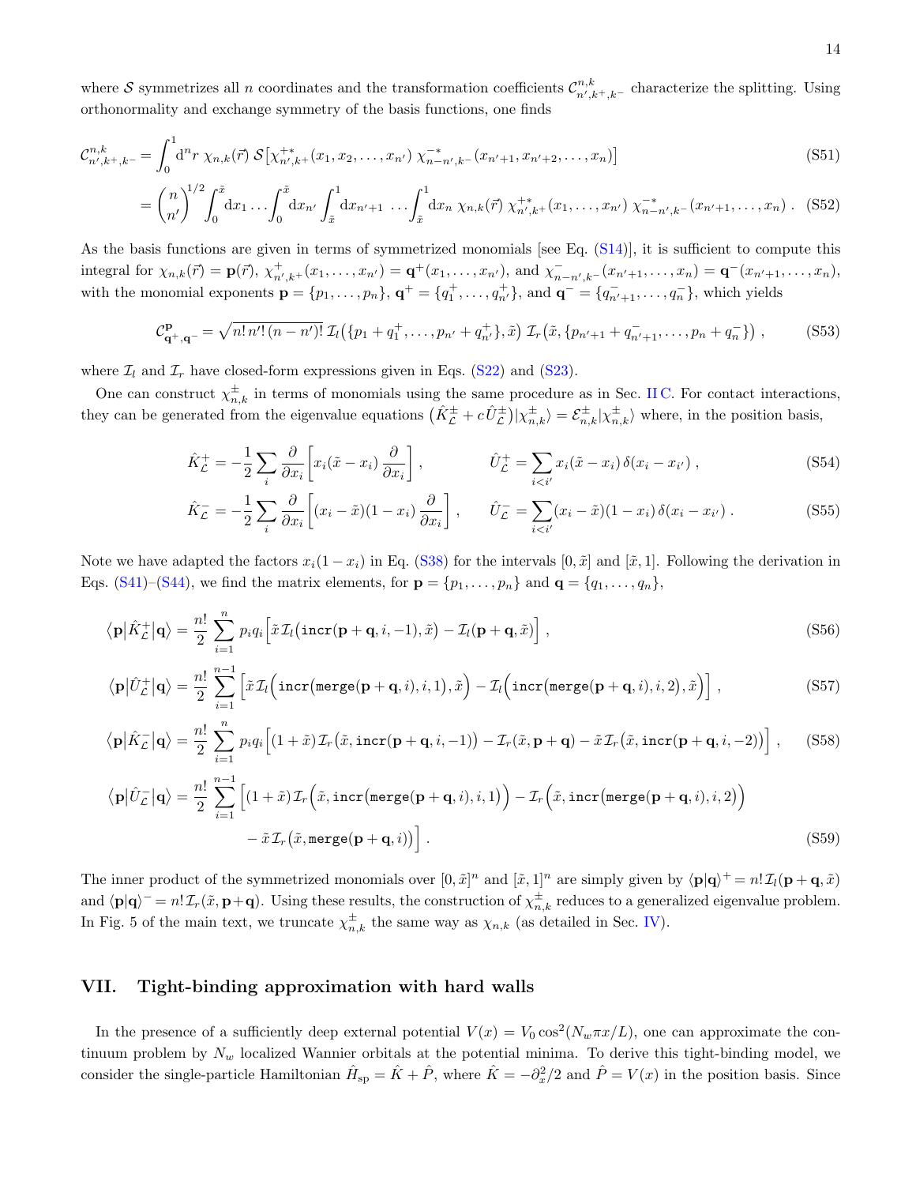where $\mathcal{S}$ symmetrizes all $n$ coordinates and the transformation coefficients $\mathcal{C}^{n,k}_{n',k^+,k^-}$ characterize the splitting. Using orthonormality and exchange symmetry of the basis functions, one finds

$$\mathcal{C}^{n,k}_{n',k^+,k^-} = \int_0^1 \mathrm{d}^n r\; \chi_{n,k}(\vec{r})\; \mathcal{S}\big[\chi^{+*}_{n',k^+}(x_1, x_2, \dots, x_{n'})\; \chi^{-*}_{n-n',k^-}(x_{n'+1}, x_{n'+2}, \dots, x_n)\big] \tag{S51}$$

$$= \binom{n}{n'}^{1/2} \int_0^{\tilde{x}} \mathrm{d}x_1 \dots \int_0^{\tilde{x}} \mathrm{d}x_{n'} \int_{\tilde{x}}^1 \mathrm{d}x_{n'+1} \dots \int_{\tilde{x}}^1 \mathrm{d}x_n\; \chi_{n,k}(\vec{r})\; \chi^{+*}_{n',k^+}(x_1, \dots, x_{n'})\; \chi^{-*}_{n-n',k^-}(x_{n'+1}, \dots, x_n)\,. \tag{S52}$$

As the basis functions are given in terms of symmetrized monomials [see Eq. (S14)], it is sufficient to compute this integral for $\chi_{n,k}(\vec{r}) = \mathbf{p}(\vec{r})$, $\chi^+_{n',k^+}(x_1, \dots, x_{n'}) = \mathbf{q}^+(x_1, \dots, x_{n'})$, and $\chi^-_{n-n',k^-}(x_{n'+1}, \dots, x_n) = \mathbf{q}^-(x_{n'+1}, \dots, x_n)$, with the monomial exponents $\mathbf{p} = \{p_1, \dots, p_n\}$, $\mathbf{q}^+ = \{q^+_1, \dots, q^+_{n'}\}$, and $\mathbf{q}^- = \{q^-_{n'+1}, \dots, q^-_n\}$, which yields

$$\mathcal{C}^{\mathbf{p}}_{\mathbf{q}^+,\mathbf{q}^-} = \sqrt{n!\, n'!\, (n-n')!}\; \mathcal{I}_l\big(\{p_1 + q^+_1, \dots, p_{n'} + q^+_{n'}\}, \tilde{x}\big)\; \mathcal{I}_r\big(\tilde{x}, \{p_{n'+1} + q^-_{n'+1}, \dots, p_n + q^-_n\}\big)\,, \tag{S53}$$

where $\mathcal{I}_l$ and $\mathcal{I}_r$ have closed-form expressions given in Eqs. (S22) and (S23).

One can construct $\chi^\pm_{n,k}$ in terms of monomials using the same procedure as in Sec. II C. For contact interactions, they can be generated from the eigenvalue equations $\big(\hat{K}^\pm_{\mathcal{L}} + c\,\hat{U}^\pm_{\mathcal{L}}\big)|\chi^\pm_{n,k}\rangle = \mathcal{E}^\pm_{n,k}|\chi^\pm_{n,k}\rangle$ where, in the position basis,

$$\hat{K}^+_{\mathcal{L}} = -\frac{1}{2}\sum_i \frac{\partial}{\partial x_i}\left[x_i(\tilde{x} - x_i)\,\frac{\partial}{\partial x_i}\right], \qquad \hat{U}^+_{\mathcal{L}} = \sum_{i<i'} x_i(\tilde{x} - x_i)\,\delta(x_i - x_{i'})\,, \tag{S54}$$

$$\hat{K}^-_{\mathcal{L}} = -\frac{1}{2}\sum_i \frac{\partial}{\partial x_i}\left[(x_i - \tilde{x})(1 - x_i)\,\frac{\partial}{\partial x_i}\right], \qquad \hat{U}^-_{\mathcal{L}} = \sum_{i<i'} (x_i - \tilde{x})(1 - x_i)\,\delta(x_i - x_{i'})\,. \tag{S55}$$

Note we have adapted the factors $x_i(1-x_i)$ in Eq. (S38) for the intervals $[0, \tilde{x}]$ and $[\tilde{x}, 1]$. Following the derivation in Eqs. (S41)–(S44), we find the matrix elements, for $\mathbf{p} = \{p_1, \dots, p_n\}$ and $\mathbf{q} = \{q_1, \dots, q_n\}$,

$$\langle \mathbf{p}|\hat{K}^+_{\mathcal{L}}|\mathbf{q}\rangle = \frac{n!}{2}\sum_{i=1}^n p_i q_i\Big[\tilde{x}\,\mathcal{I}_l\big(\mathtt{incr}(\mathbf{p}+\mathbf{q}, i, -1), \tilde{x}\big) - \mathcal{I}_l(\mathbf{p}+\mathbf{q}, \tilde{x})\Big]\,, \tag{S56}$$

$$\langle \mathbf{p}|\hat{U}^+_{\mathcal{L}}|\mathbf{q}\rangle = \frac{n!}{2}\sum_{i=1}^{n-1}\Big[\tilde{x}\,\mathcal{I}_l\Big(\mathtt{incr}\big(\mathtt{merge}(\mathbf{p}+\mathbf{q}, i), i, 1\big), \tilde{x}\Big) - \mathcal{I}_l\Big(\mathtt{incr}\big(\mathtt{merge}(\mathbf{p}+\mathbf{q}, i), i, 2\big), \tilde{x}\Big)\Big]\,, \tag{S57}$$

$$\langle \mathbf{p}|\hat{K}^-_{\mathcal{L}}|\mathbf{q}\rangle = \frac{n!}{2}\sum_{i=1}^n p_i q_i\Big[(1+\tilde{x})\,\mathcal{I}_r\big(\tilde{x}, \mathtt{incr}(\mathbf{p}+\mathbf{q}, i, -1)\big) - \mathcal{I}_r(\tilde{x}, \mathbf{p}+\mathbf{q}) - \tilde{x}\,\mathcal{I}_r\big(\tilde{x}, \mathtt{incr}(\mathbf{p}+\mathbf{q}, i, -2)\big)\Big]\,, \tag{S58}$$

$$\begin{aligned}\langle \mathbf{p}|\hat{U}^-_{\mathcal{L}}|\mathbf{q}\rangle = \frac{n!}{2}\sum_{i=1}^{n-1}\Big[&(1+\tilde{x})\,\mathcal{I}_r\Big(\tilde{x}, \mathtt{incr}\big(\mathtt{merge}(\mathbf{p}+\mathbf{q}, i), i, 1\big)\Big) - \mathcal{I}_r\Big(\tilde{x}, \mathtt{incr}\big(\mathtt{merge}(\mathbf{p}+\mathbf{q}, i), i, 2\big)\Big)\\ &- \tilde{x}\,\mathcal{I}_r\big(\tilde{x}, \mathtt{merge}(\mathbf{p}+\mathbf{q}, i)\big)\Big]\,.\end{aligned} \tag{S59}$$

The inner product of the symmetrized monomials over $[0, \tilde{x}]^n$ and $[\tilde{x}, 1]^n$ are simply given by $\langle \mathbf{p}|\mathbf{q}\rangle^+ = n!\,\mathcal{I}_l(\mathbf{p}+\mathbf{q}, \tilde{x})$ and $\langle \mathbf{p}|\mathbf{q}\rangle^- = n!\,\mathcal{I}_r(\tilde{x}, \mathbf{p}+\mathbf{q})$. Using these results, the construction of $\chi^\pm_{n,k}$ reduces to a generalized eigenvalue problem. In Fig. 5 of the main text, we truncate $\chi^\pm_{n,k}$ the same way as $\chi_{n,k}$ (as detailed in Sec. IV).

## VII. Tight-binding approximation with hard walls

In the presence of a sufficiently deep external potential $V(x) = V_0 \cos^2(N_w \pi x/L)$, one can approximate the continuum problem by $N_w$ localized Wannier orbitals at the potential minima. To derive this tight-binding model, we consider the single-particle Hamiltonian $\hat{H}_{\mathrm{sp}} = \hat{K} + \hat{P}$, where $\hat{K} = -\partial_x^2/2$ and $\hat{P} = V(x)$ in the position basis. Since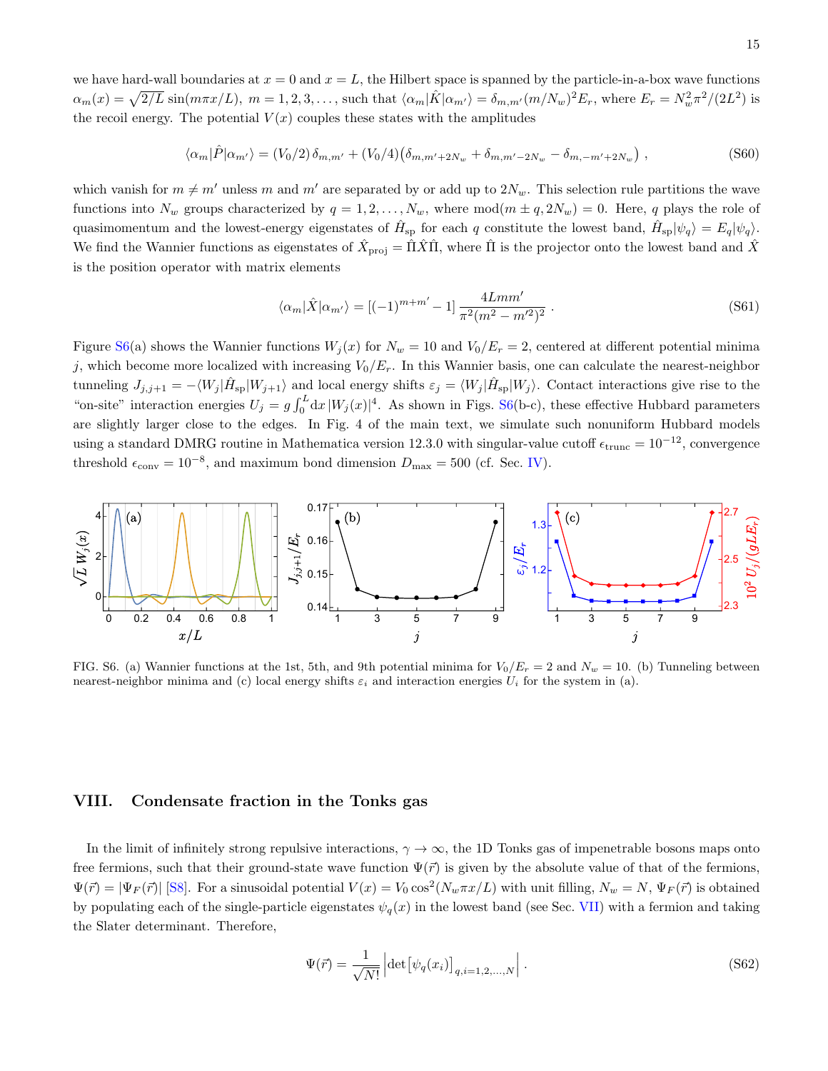we have hard-wall boundaries at $x = 0$ and $x = L$, the Hilbert space is spanned by the particle-in-a-box wave functions $\alpha_m(x) = \sqrt{2/L}\,\sin(m\pi x/L)$, $m = 1, 2, 3, \ldots$, such that $\langle \alpha_m|\hat{K}|\alpha_{m'}\rangle = \delta_{m,m'}(m/N_w)^2 E_r$, where $E_r = N_w^2\pi^2/(2L^2)$ is the recoil energy. The potential $V(x)$ couples these states with the amplitudes

$$\langle \alpha_m|\hat{P}|\alpha_{m'}\rangle = (V_0/2)\,\delta_{m,m'} + (V_0/4)\big(\delta_{m,m'+2N_w} + \delta_{m,m'-2N_w} - \delta_{m,-m'+2N_w}\big)\,, \tag{S60}$$

which vanish for $m \neq m'$ unless $m$ and $m'$ are separated by or add up to $2N_w$. This selection rule partitions the wave functions into $N_w$ groups characterized by $q = 1, 2, \ldots, N_w$, where $\mathrm{mod}(m \pm q, 2N_w) = 0$. Here, $q$ plays the role of quasimomentum and the lowest-energy eigenstates of $\hat{H}_{\rm sp}$ for each $q$ constitute the lowest band, $\hat{H}_{\rm sp}|\psi_q\rangle = E_q|\psi_q\rangle$. We find the Wannier functions as eigenstates of $\hat{X}_{\rm proj} = \hat{\Pi}\hat{X}\hat{\Pi}$, where $\hat{\Pi}$ is the projector onto the lowest band and $\hat{X}$ is the position operator with matrix elements

$$\langle \alpha_m|\hat{X}|\alpha_{m'}\rangle = [(-1)^{m+m'} - 1]\,\frac{4Lmm'}{\pi^2(m^2 - m'^2)^2}\,. \tag{S61}$$

Figure S6(a) shows the Wannier functions $W_j(x)$ for $N_w = 10$ and $V_0/E_r = 2$, centered at different potential minima $j$, which become more localized with increasing $V_0/E_r$. In this Wannier basis, one can calculate the nearest-neighbor tunneling $J_{j,j+1} = -\langle W_j|\hat{H}_{\rm sp}|W_{j+1}\rangle$ and local energy shifts $\varepsilon_j = \langle W_j|\hat{H}_{\rm sp}|W_j\rangle$. Contact interactions give rise to the "on-site" interaction energies $U_j = g\int_0^L \mathrm{d}x\,|W_j(x)|^4$. As shown in Figs. S6(b-c), these effective Hubbard parameters are slightly larger close to the edges. In Fig. 4 of the main text, we simulate such nonuniform Hubbard models using a standard DMRG routine in Mathematica version 12.3.0 with singular-value cutoff $\epsilon_{\rm trunc} = 10^{-12}$, convergence threshold $\epsilon_{\rm conv} = 10^{-8}$, and maximum bond dimension $D_{\rm max} = 500$ (cf. Sec. IV).

FIG. S6. (a) Wannier functions at the 1st, 5th, and 9th potential minima for $V_0/E_r = 2$ and $N_w = 10$. (b) Tunneling between nearest-neighbor minima and (c) local energy shifts $\varepsilon_i$ and interaction energies $U_i$ for the system in (a).

## VIII. Condensate fraction in the Tonks gas

In the limit of infinitely strong repulsive interactions, $\gamma \to \infty$, the 1D Tonks gas of impenetrable bosons maps onto free fermions, such that their ground-state wave function $\Psi(\vec{r})$ is given by the absolute value of that of the fermions, $\Psi(\vec{r}) = |\Psi_F(\vec{r})|$ [S8]. For a sinusoidal potential $V(x) = V_0\cos^2(N_w\pi x/L)$ with unit filling, $N_w = N$, $\Psi_F(\vec{r})$ is obtained by populating each of the single-particle eigenstates $\psi_q(x)$ in the lowest band (see Sec. VII) with a fermion and taking the Slater determinant. Therefore,

$$\Psi(\vec{r}) = \frac{1}{\sqrt{N!}}\left|\det\big[\psi_q(x_i)\big]_{q,i=1,2,\ldots,N}\right|\,. \tag{S62}$$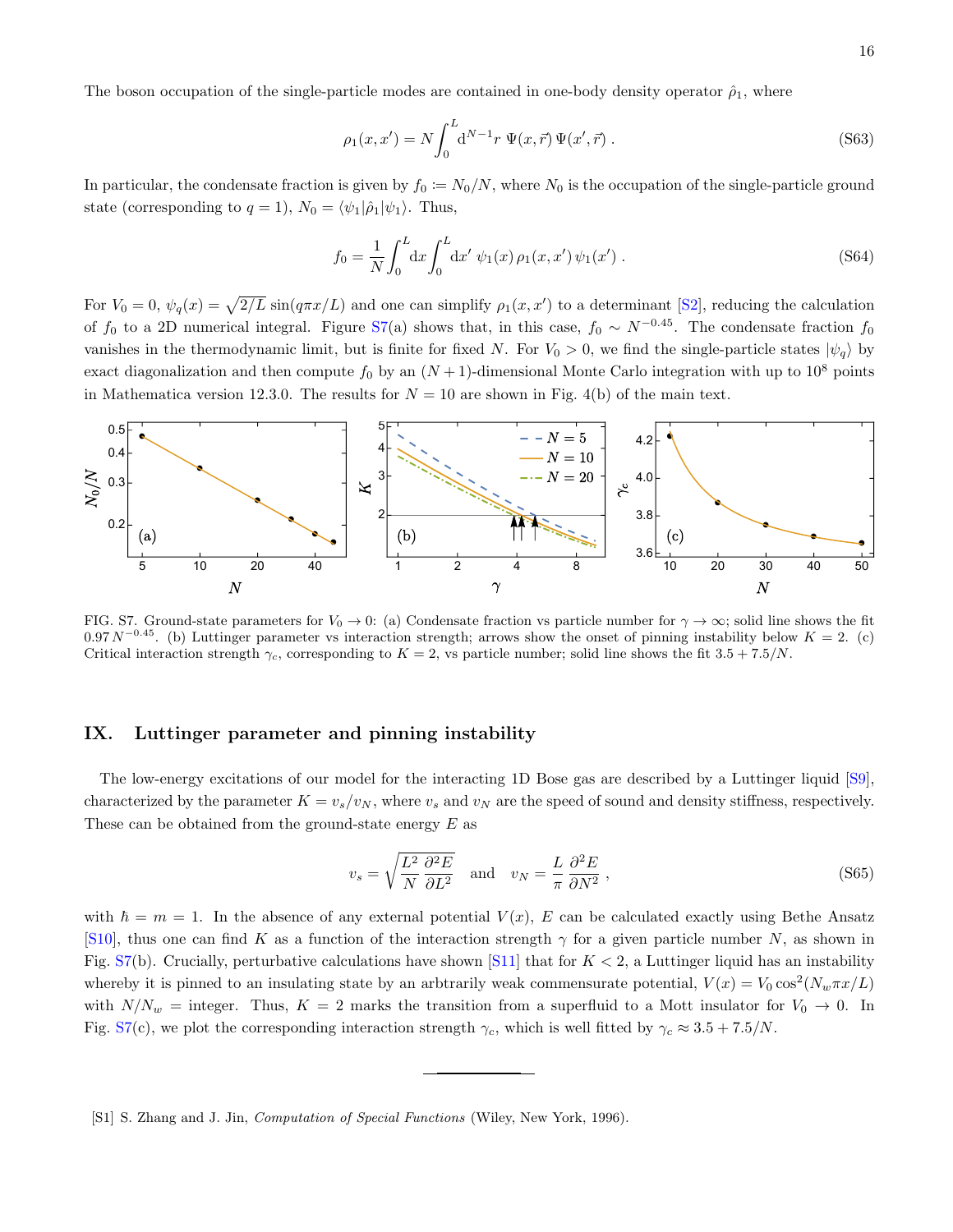The boson occupation of the single-particle modes are contained in one-body density operator $\hat{\rho}_1$, where

$$\rho_1(x,x') = N \int_0^L \mathrm{d}^{N-1}r \; \Psi(x,\vec{r})\,\Psi(x',\vec{r}) \; . \tag{S63}$$

In particular, the condensate fraction is given by $f_0 := N_0/N$, where $N_0$ is the occupation of the single-particle ground state (corresponding to $q = 1$), $N_0 = \langle \psi_1 | \hat{\rho}_1 | \psi_1 \rangle$. Thus,

$$f_0 = \frac{1}{N} \int_0^L \mathrm{d}x \int_0^L \mathrm{d}x' \; \psi_1(x)\,\rho_1(x,x')\,\psi_1(x') \; . \tag{S64}$$

For $V_0 = 0$, $\psi_q(x) = \sqrt{2/L}\,\sin(q\pi x/L)$ and one can simplify $\rho_1(x,x')$ to a determinant [S2], reducing the calculation of $f_0$ to a 2D numerical integral. Figure S7(a) shows that, in this case, $f_0 \sim N^{-0.45}$. The condensate fraction $f_0$ vanishes in the thermodynamic limit, but is finite for fixed $N$. For $V_0 > 0$, we find the single-particle states $|\psi_q\rangle$ by exact diagonalization and then compute $f_0$ by an $(N+1)$-dimensional Monte Carlo integration with up to $10^8$ points in Mathematica version 12.3.0. The results for $N = 10$ are shown in Fig. 4(b) of the main text.

FIG. S7. Ground-state parameters for $V_0 \to 0$: (a) Condensate fraction vs particle number for $\gamma \to \infty$; solid line shows the fit $0.97\,N^{-0.45}$. (b) Luttinger parameter vs interaction strength; arrows show the onset of pinning instability below $K = 2$. (c) Critical interaction strength $\gamma_c$, corresponding to $K = 2$, vs particle number; solid line shows the fit $3.5 + 7.5/N$.

## IX. Luttinger parameter and pinning instability

The low-energy excitations of our model for the interacting 1D Bose gas are described by a Luttinger liquid [S9], characterized by the parameter $K = v_s/v_N$, where $v_s$ and $v_N$ are the speed of sound and density stiffness, respectively. These can be obtained from the ground-state energy $E$ as

$$v_s = \sqrt{\frac{L^2}{N}\frac{\partial^2 E}{\partial L^2}} \quad \text{and} \quad v_N = \frac{L}{\pi}\frac{\partial^2 E}{\partial N^2} \; , \tag{S65}$$

with $\hbar = m = 1$. In the absence of any external potential $V(x)$, $E$ can be calculated exactly using Bethe Ansatz [S10], thus one can find $K$ as a function of the interaction strength $\gamma$ for a given particle number $N$, as shown in Fig. S7(b). Crucially, perturbative calculations have shown [S11] that for $K < 2$, a Luttinger liquid has an instability whereby it is pinned to an insulating state by an arbtrarily weak commensurate potential, $V(x) = V_0 \cos^2(N_w \pi x/L)$ with $N/N_w$ = integer. Thus, $K = 2$ marks the transition from a superfluid to a Mott insulator for $V_0 \to 0$. In Fig. S7(c), we plot the corresponding interaction strength $\gamma_c$, which is well fitted by $\gamma_c \approx 3.5 + 7.5/N$.

---

[S1] S. Zhang and J. Jin, *Computation of Special Functions* (Wiley, New York, 1996).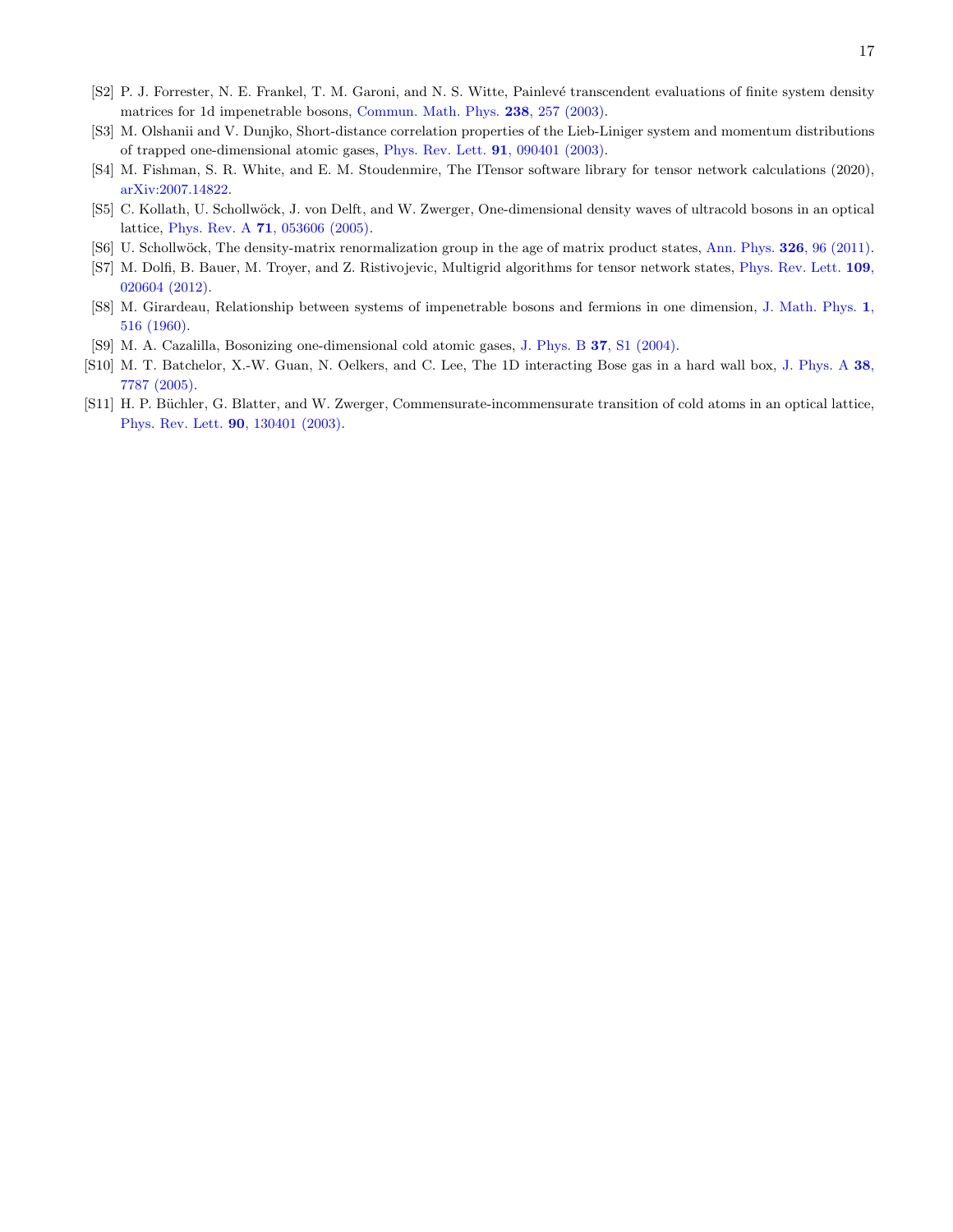[S2] P. J. Forrester, N. E. Frankel, T. M. Garoni, and N. S. Witte, Painlevé transcendent evaluations of finite system density matrices for 1d impenetrable bosons, Commun. Math. Phys. **238**, 257 (2003).

[S3] M. Olshanii and V. Dunjko, Short-distance correlation properties of the Lieb-Liniger system and momentum distributions of trapped one-dimensional atomic gases, Phys. Rev. Lett. **91**, 090401 (2003).

[S4] M. Fishman, S. R. White, and E. M. Stoudenmire, The ITensor software library for tensor network calculations (2020), arXiv:2007.14822.

[S5] C. Kollath, U. Schollwöck, J. von Delft, and W. Zwerger, One-dimensional density waves of ultracold bosons in an optical lattice, Phys. Rev. A **71**, 053606 (2005).

[S6] U. Schollwöck, The density-matrix renormalization group in the age of matrix product states, Ann. Phys. **326**, 96 (2011).

[S7] M. Dolfi, B. Bauer, M. Troyer, and Z. Ristivojevic, Multigrid algorithms for tensor network states, Phys. Rev. Lett. **109**, 020604 (2012).

[S8] M. Girardeau, Relationship between systems of impenetrable bosons and fermions in one dimension, J. Math. Phys. **1**, 516 (1960).

[S9] M. A. Cazalilla, Bosonizing one-dimensional cold atomic gases, J. Phys. B **37**, S1 (2004).

[S10] M. T. Batchelor, X.-W. Guan, N. Oelkers, and C. Lee, The 1D interacting Bose gas in a hard wall box, J. Phys. A **38**, 7787 (2005).

[S11] H. P. Büchler, G. Blatter, and W. Zwerger, Commensurate-incommensurate transition of cold atoms in an optical lattice, Phys. Rev. Lett. **90**, 130401 (2003).